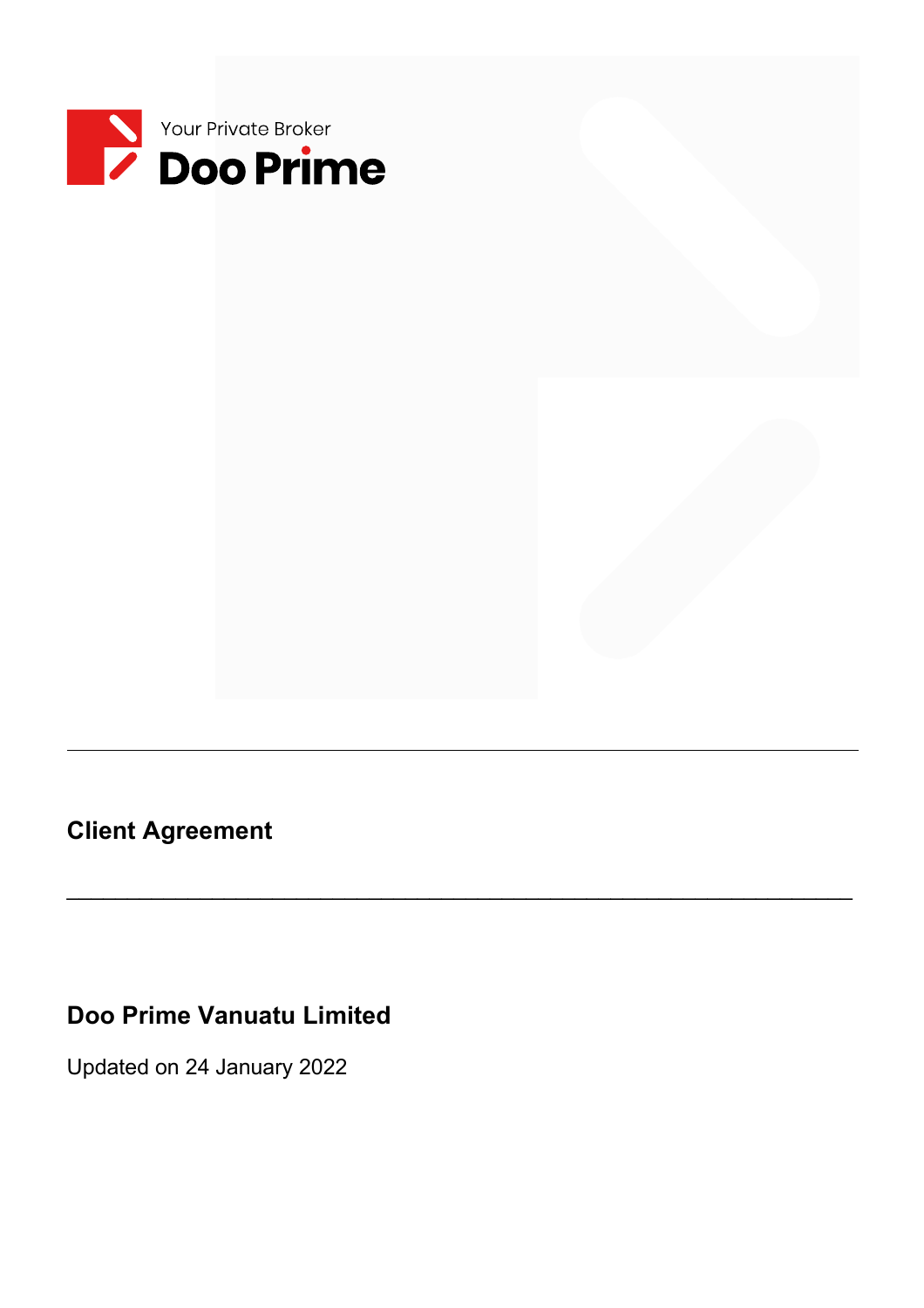Your Private Broker

**Doo Prime**

---

# Client Agreement

---

## Doo Prime Vanuatu Limited

Updated on 24 January 2022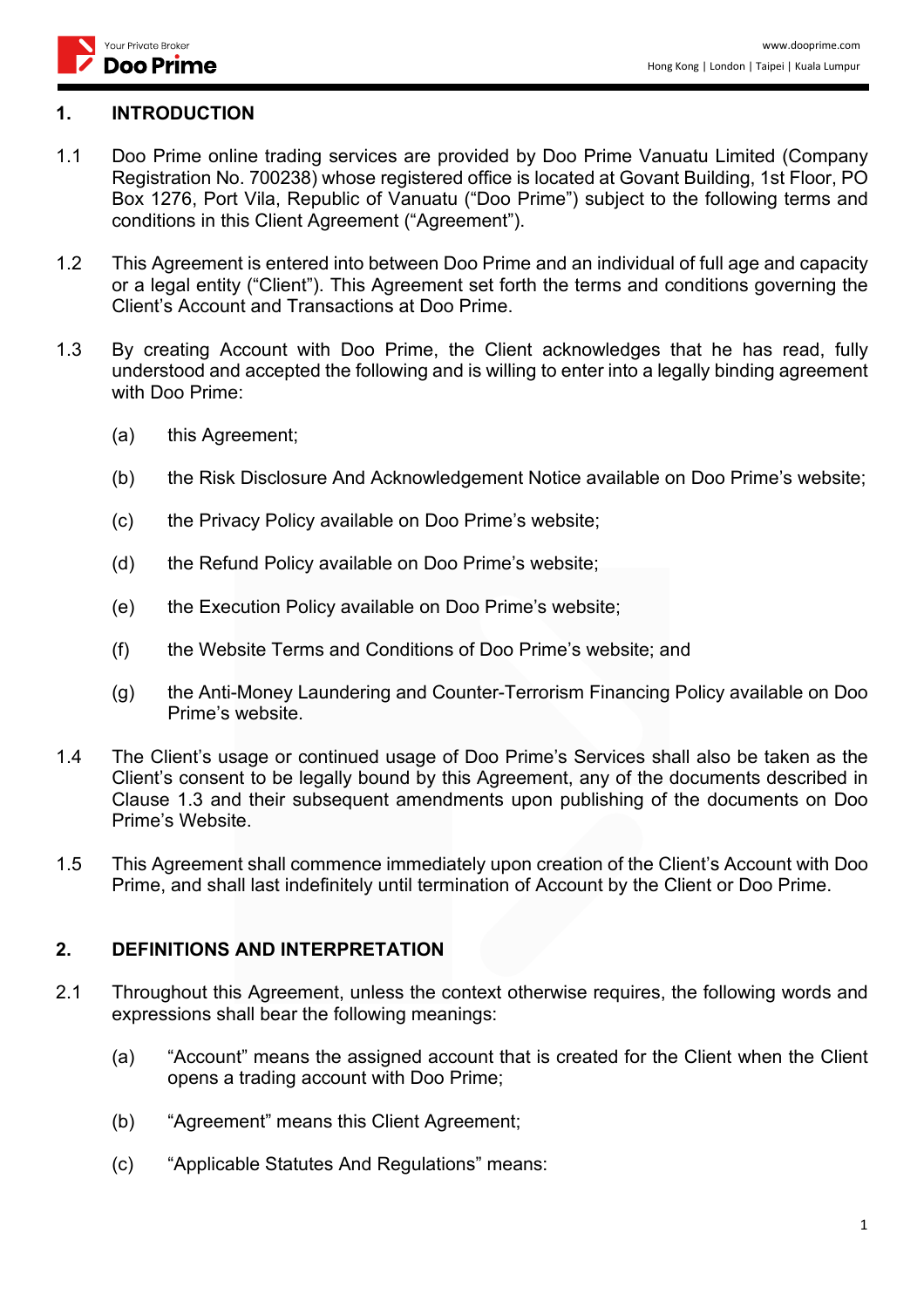## 1. INTRODUCTION

1.1 Doo Prime online trading services are provided by Doo Prime Vanuatu Limited (Company Registration No. 700238) whose registered office is located at Govant Building, 1st Floor, PO Box 1276, Port Vila, Republic of Vanuatu ("Doo Prime") subject to the following terms and conditions in this Client Agreement ("Agreement").

1.2 This Agreement is entered into between Doo Prime and an individual of full age and capacity or a legal entity ("Client"). This Agreement set forth the terms and conditions governing the Client's Account and Transactions at Doo Prime.

1.3 By creating Account with Doo Prime, the Client acknowledges that he has read, fully understood and accepted the following and is willing to enter into a legally binding agreement with Doo Prime:

(a) this Agreement;

(b) the Risk Disclosure And Acknowledgement Notice available on Doo Prime's website;

(c) the Privacy Policy available on Doo Prime's website;

(d) the Refund Policy available on Doo Prime's website;

(e) the Execution Policy available on Doo Prime's website;

(f) the Website Terms and Conditions of Doo Prime's website; and

(g) the Anti-Money Laundering and Counter-Terrorism Financing Policy available on Doo Prime's website.

1.4 The Client's usage or continued usage of Doo Prime's Services shall also be taken as the Client's consent to be legally bound by this Agreement, any of the documents described in Clause 1.3 and their subsequent amendments upon publishing of the documents on Doo Prime's Website.

1.5 This Agreement shall commence immediately upon creation of the Client's Account with Doo Prime, and shall last indefinitely until termination of Account by the Client or Doo Prime.

## 2. DEFINITIONS AND INTERPRETATION

2.1 Throughout this Agreement, unless the context otherwise requires, the following words and expressions shall bear the following meanings:

(a) "Account" means the assigned account that is created for the Client when the Client opens a trading account with Doo Prime;

(b) "Agreement" means this Client Agreement;

(c) "Applicable Statutes And Regulations" means: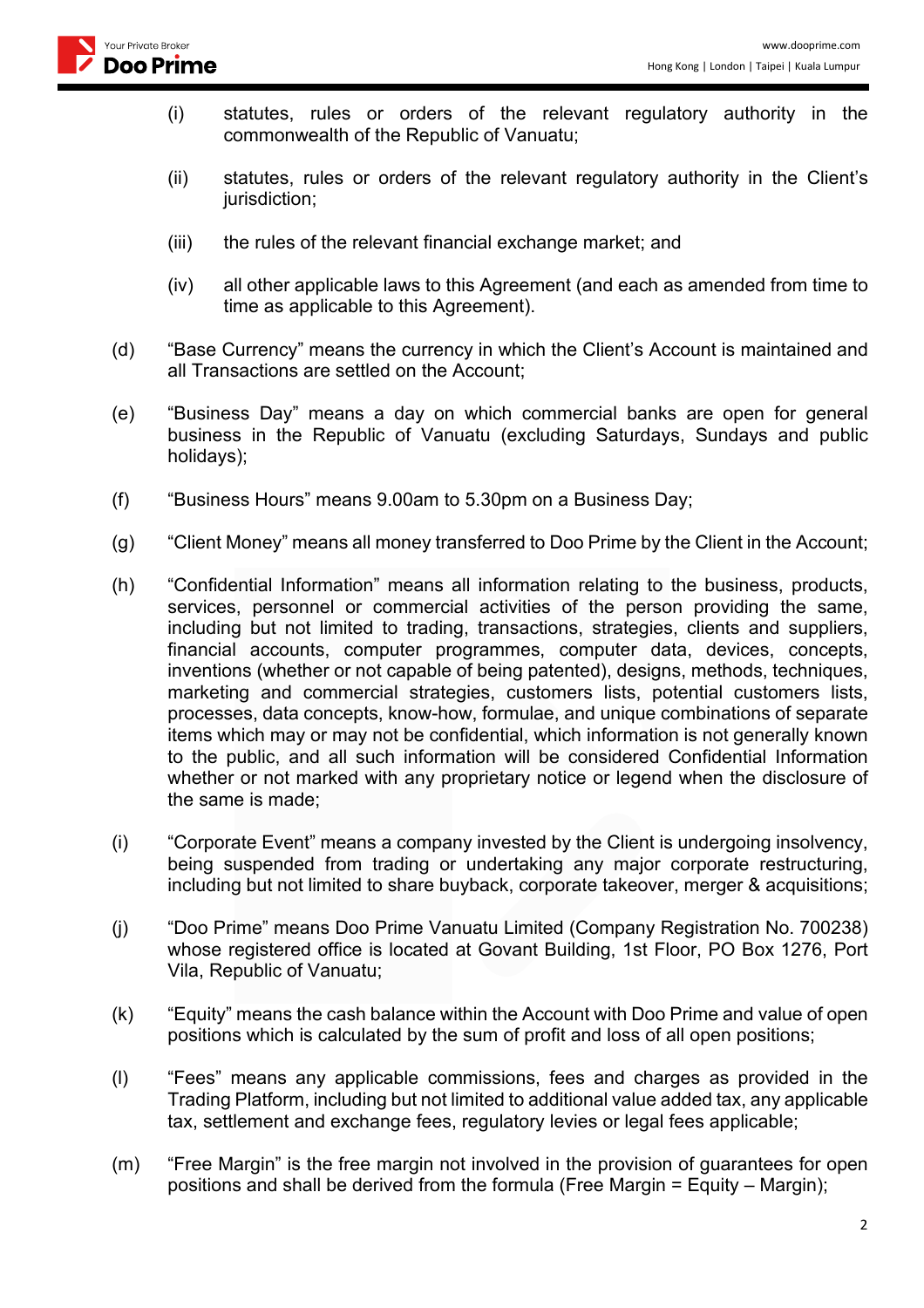(i) statutes, rules or orders of the relevant regulatory authority in the commonwealth of the Republic of Vanuatu;

(ii) statutes, rules or orders of the relevant regulatory authority in the Client's jurisdiction;

(iii) the rules of the relevant financial exchange market; and

(iv) all other applicable laws to this Agreement (and each as amended from time to time as applicable to this Agreement).

(d) "Base Currency" means the currency in which the Client's Account is maintained and all Transactions are settled on the Account;

(e) "Business Day" means a day on which commercial banks are open for general business in the Republic of Vanuatu (excluding Saturdays, Sundays and public holidays);

(f) "Business Hours" means 9.00am to 5.30pm on a Business Day;

(g) "Client Money" means all money transferred to Doo Prime by the Client in the Account;

(h) "Confidential Information" means all information relating to the business, products, services, personnel or commercial activities of the person providing the same, including but not limited to trading, transactions, strategies, clients and suppliers, financial accounts, computer programmes, computer data, devices, concepts, inventions (whether or not capable of being patented), designs, methods, techniques, marketing and commercial strategies, customers lists, potential customers lists, processes, data concepts, know-how, formulae, and unique combinations of separate items which may or may not be confidential, which information is not generally known to the public, and all such information will be considered Confidential Information whether or not marked with any proprietary notice or legend when the disclosure of the same is made;

(i) "Corporate Event" means a company invested by the Client is undergoing insolvency, being suspended from trading or undertaking any major corporate restructuring, including but not limited to share buyback, corporate takeover, merger & acquisitions;

(j) "Doo Prime" means Doo Prime Vanuatu Limited (Company Registration No. 700238) whose registered office is located at Govant Building, 1st Floor, PO Box 1276, Port Vila, Republic of Vanuatu;

(k) "Equity" means the cash balance within the Account with Doo Prime and value of open positions which is calculated by the sum of profit and loss of all open positions;

(l) "Fees" means any applicable commissions, fees and charges as provided in the Trading Platform, including but not limited to additional value added tax, any applicable tax, settlement and exchange fees, regulatory levies or legal fees applicable;

(m) "Free Margin" is the free margin not involved in the provision of guarantees for open positions and shall be derived from the formula (Free Margin = Equity – Margin);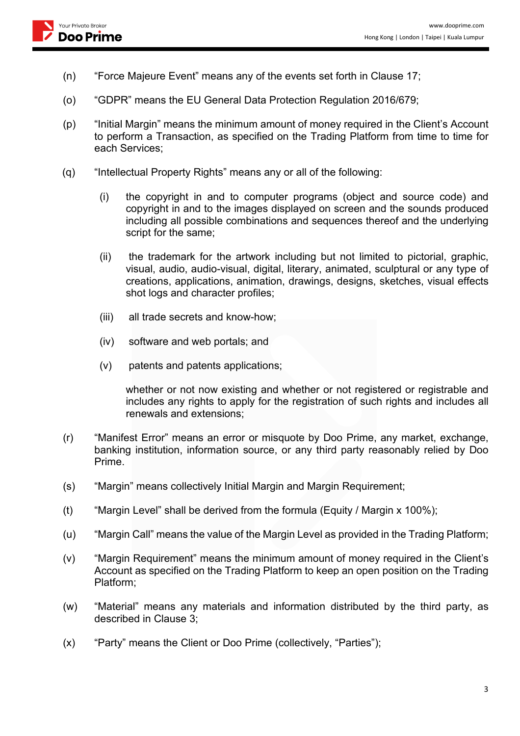(n) "Force Majeure Event" means any of the events set forth in Clause 17;

(o) "GDPR" means the EU General Data Protection Regulation 2016/679;

(p) "Initial Margin" means the minimum amount of money required in the Client's Account to perform a Transaction, as specified on the Trading Platform from time to time for each Services;

(q) "Intellectual Property Rights" means any or all of the following:

 (i) the copyright in and to computer programs (object and source code) and copyright in and to the images displayed on screen and the sounds produced including all possible combinations and sequences thereof and the underlying script for the same;

 (ii) the trademark for the artwork including but not limited to pictorial, graphic, visual, audio, audio-visual, digital, literary, animated, sculptural or any type of creations, applications, animation, drawings, designs, sketches, visual effects shot logs and character profiles;

 (iii) all trade secrets and know-how;

 (iv) software and web portals; and

 (v) patents and patents applications;

 whether or not now existing and whether or not registered or registrable and includes any rights to apply for the registration of such rights and includes all renewals and extensions;

(r) "Manifest Error" means an error or misquote by Doo Prime, any market, exchange, banking institution, information source, or any third party reasonably relied by Doo Prime.

(s) "Margin" means collectively Initial Margin and Margin Requirement;

(t) "Margin Level" shall be derived from the formula (Equity / Margin x 100%);

(u) "Margin Call" means the value of the Margin Level as provided in the Trading Platform;

(v) "Margin Requirement" means the minimum amount of money required in the Client's Account as specified on the Trading Platform to keep an open position on the Trading Platform;

(w) "Material" means any materials and information distributed by the third party, as described in Clause 3;

(x) "Party" means the Client or Doo Prime (collectively, "Parties");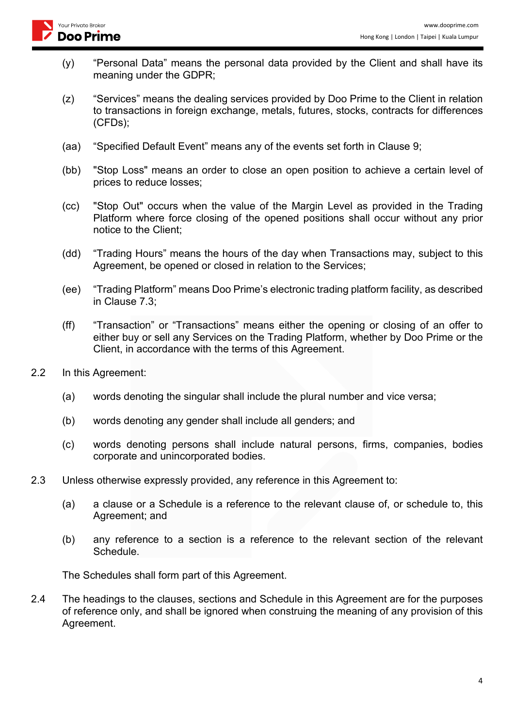(y) “Personal Data” means the personal data provided by the Client and shall have its meaning under the GDPR;

(z) “Services” means the dealing services provided by Doo Prime to the Client in relation to transactions in foreign exchange, metals, futures, stocks, contracts for differences (CFDs);

(aa) “Specified Default Event” means any of the events set forth in Clause 9;

(bb) "Stop Loss" means an order to close an open position to achieve a certain level of prices to reduce losses;

(cc) "Stop Out" occurs when the value of the Margin Level as provided in the Trading Platform where force closing of the opened positions shall occur without any prior notice to the Client;

(dd) “Trading Hours” means the hours of the day when Transactions may, subject to this Agreement, be opened or closed in relation to the Services;

(ee) “Trading Platform” means Doo Prime’s electronic trading platform facility, as described in Clause 7.3;

(ff) “Transaction” or “Transactions” means either the opening or closing of an offer to either buy or sell any Services on the Trading Platform, whether by Doo Prime or the Client, in accordance with the terms of this Agreement.

2.2 In this Agreement:

(a) words denoting the singular shall include the plural number and vice versa;

(b) words denoting any gender shall include all genders; and

(c) words denoting persons shall include natural persons, firms, companies, bodies corporate and unincorporated bodies.

2.3 Unless otherwise expressly provided, any reference in this Agreement to:

(a) a clause or a Schedule is a reference to the relevant clause of, or schedule to, this Agreement; and

(b) any reference to a section is a reference to the relevant section of the relevant Schedule.

The Schedules shall form part of this Agreement.

2.4 The headings to the clauses, sections and Schedule in this Agreement are for the purposes of reference only, and shall be ignored when construing the meaning of any provision of this Agreement.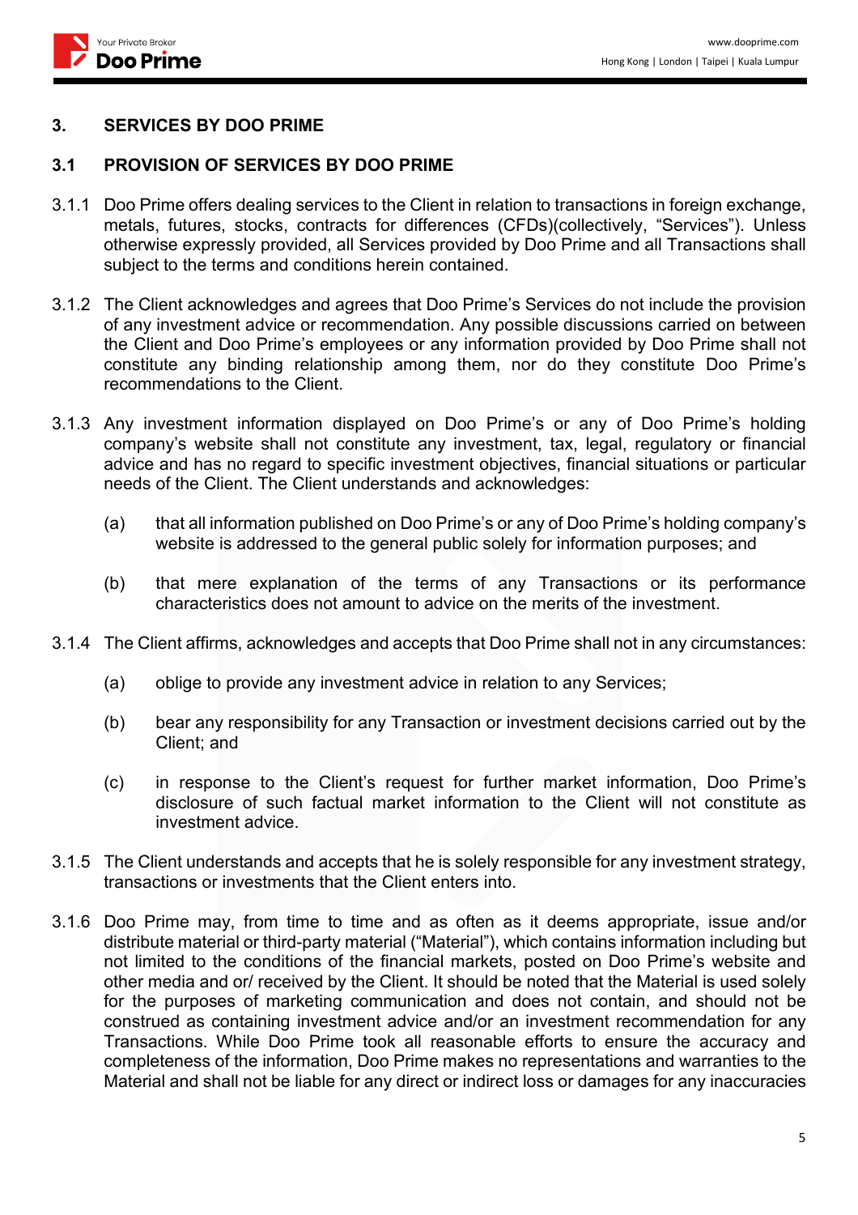## 3. SERVICES BY DOO PRIME

### 3.1 PROVISION OF SERVICES BY DOO PRIME

3.1.1 Doo Prime offers dealing services to the Client in relation to transactions in foreign exchange, metals, futures, stocks, contracts for differences (CFDs)(collectively, "Services"). Unless otherwise expressly provided, all Services provided by Doo Prime and all Transactions shall subject to the terms and conditions herein contained.

3.1.2 The Client acknowledges and agrees that Doo Prime's Services do not include the provision of any investment advice or recommendation. Any possible discussions carried on between the Client and Doo Prime's employees or any information provided by Doo Prime shall not constitute any binding relationship among them, nor do they constitute Doo Prime's recommendations to the Client.

3.1.3 Any investment information displayed on Doo Prime's or any of Doo Prime's holding company's website shall not constitute any investment, tax, legal, regulatory or financial advice and has no regard to specific investment objectives, financial situations or particular needs of the Client. The Client understands and acknowledges:

(a) that all information published on Doo Prime's or any of Doo Prime's holding company's website is addressed to the general public solely for information purposes; and

(b) that mere explanation of the terms of any Transactions or its performance characteristics does not amount to advice on the merits of the investment.

3.1.4 The Client affirms, acknowledges and accepts that Doo Prime shall not in any circumstances:

(a) oblige to provide any investment advice in relation to any Services;

(b) bear any responsibility for any Transaction or investment decisions carried out by the Client; and

(c) in response to the Client's request for further market information, Doo Prime's disclosure of such factual market information to the Client will not constitute as investment advice.

3.1.5 The Client understands and accepts that he is solely responsible for any investment strategy, transactions or investments that the Client enters into.

3.1.6 Doo Prime may, from time to time and as often as it deems appropriate, issue and/or distribute material or third-party material ("Material"), which contains information including but not limited to the conditions of the financial markets, posted on Doo Prime's website and other media and or/ received by the Client. It should be noted that the Material is used solely for the purposes of marketing communication and does not contain, and should not be construed as containing investment advice and/or an investment recommendation for any Transactions. While Doo Prime took all reasonable efforts to ensure the accuracy and completeness of the information, Doo Prime makes no representations and warranties to the Material and shall not be liable for any direct or indirect loss or damages for any inaccuracies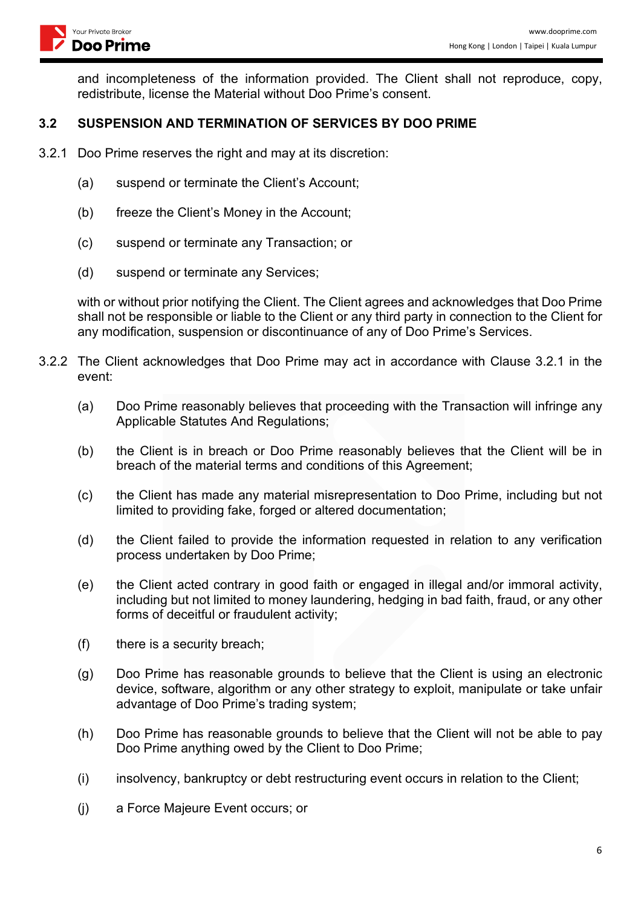and incompleteness of the information provided. The Client shall not reproduce, copy, redistribute, license the Material without Doo Prime's consent.

### 3.2 SUSPENSION AND TERMINATION OF SERVICES BY DOO PRIME

3.2.1 Doo Prime reserves the right and may at its discretion:

(a) suspend or terminate the Client's Account;

(b) freeze the Client's Money in the Account;

(c) suspend or terminate any Transaction; or

(d) suspend or terminate any Services;

with or without prior notifying the Client. The Client agrees and acknowledges that Doo Prime shall not be responsible or liable to the Client or any third party in connection to the Client for any modification, suspension or discontinuance of any of Doo Prime's Services.

3.2.2 The Client acknowledges that Doo Prime may act in accordance with Clause 3.2.1 in the event:

(a) Doo Prime reasonably believes that proceeding with the Transaction will infringe any Applicable Statutes And Regulations;

(b) the Client is in breach or Doo Prime reasonably believes that the Client will be in breach of the material terms and conditions of this Agreement;

(c) the Client has made any material misrepresentation to Doo Prime, including but not limited to providing fake, forged or altered documentation;

(d) the Client failed to provide the information requested in relation to any verification process undertaken by Doo Prime;

(e) the Client acted contrary in good faith or engaged in illegal and/or immoral activity, including but not limited to money laundering, hedging in bad faith, fraud, or any other forms of deceitful or fraudulent activity;

(f) there is a security breach;

(g) Doo Prime has reasonable grounds to believe that the Client is using an electronic device, software, algorithm or any other strategy to exploit, manipulate or take unfair advantage of Doo Prime's trading system;

(h) Doo Prime has reasonable grounds to believe that the Client will not be able to pay Doo Prime anything owed by the Client to Doo Prime;

(i) insolvency, bankruptcy or debt restructuring event occurs in relation to the Client;

(j) a Force Majeure Event occurs; or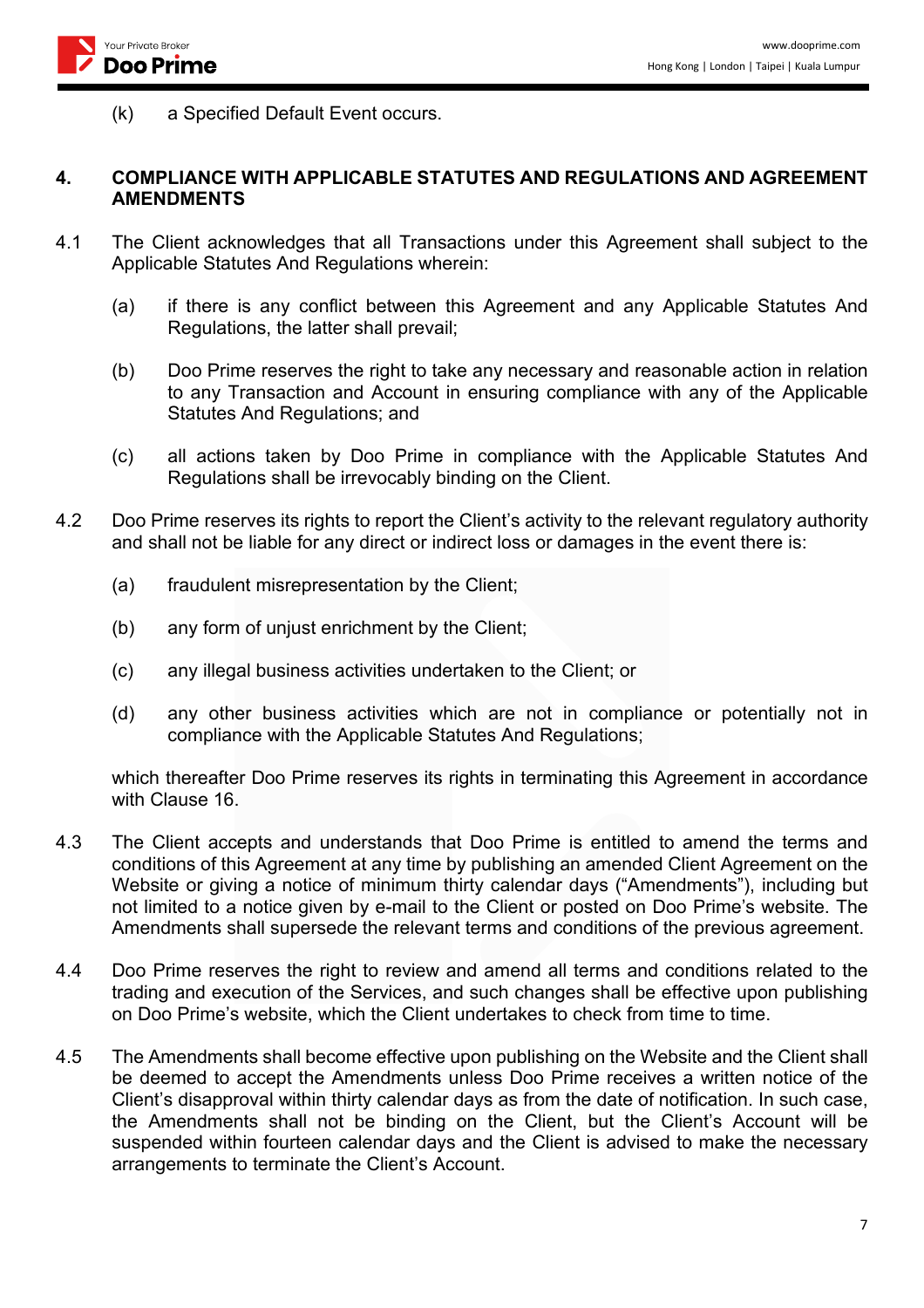(k) a Specified Default Event occurs.

**4. COMPLIANCE WITH APPLICABLE STATUTES AND REGULATIONS AND AGREEMENT AMENDMENTS**

4.1 The Client acknowledges that all Transactions under this Agreement shall subject to the Applicable Statutes And Regulations wherein:

(a) if there is any conflict between this Agreement and any Applicable Statutes And Regulations, the latter shall prevail;

(b) Doo Prime reserves the right to take any necessary and reasonable action in relation to any Transaction and Account in ensuring compliance with any of the Applicable Statutes And Regulations; and

(c) all actions taken by Doo Prime in compliance with the Applicable Statutes And Regulations shall be irrevocably binding on the Client.

4.2 Doo Prime reserves its rights to report the Client's activity to the relevant regulatory authority and shall not be liable for any direct or indirect loss or damages in the event there is:

(a) fraudulent misrepresentation by the Client;

(b) any form of unjust enrichment by the Client;

(c) any illegal business activities undertaken to the Client; or

(d) any other business activities which are not in compliance or potentially not in compliance with the Applicable Statutes And Regulations;

which thereafter Doo Prime reserves its rights in terminating this Agreement in accordance with Clause 16.

4.3 The Client accepts and understands that Doo Prime is entitled to amend the terms and conditions of this Agreement at any time by publishing an amended Client Agreement on the Website or giving a notice of minimum thirty calendar days ("Amendments"), including but not limited to a notice given by e-mail to the Client or posted on Doo Prime's website. The Amendments shall supersede the relevant terms and conditions of the previous agreement.

4.4 Doo Prime reserves the right to review and amend all terms and conditions related to the trading and execution of the Services, and such changes shall be effective upon publishing on Doo Prime's website, which the Client undertakes to check from time to time.

4.5 The Amendments shall become effective upon publishing on the Website and the Client shall be deemed to accept the Amendments unless Doo Prime receives a written notice of the Client's disapproval within thirty calendar days as from the date of notification. In such case, the Amendments shall not be binding on the Client, but the Client's Account will be suspended within fourteen calendar days and the Client is advised to make the necessary arrangements to terminate the Client's Account.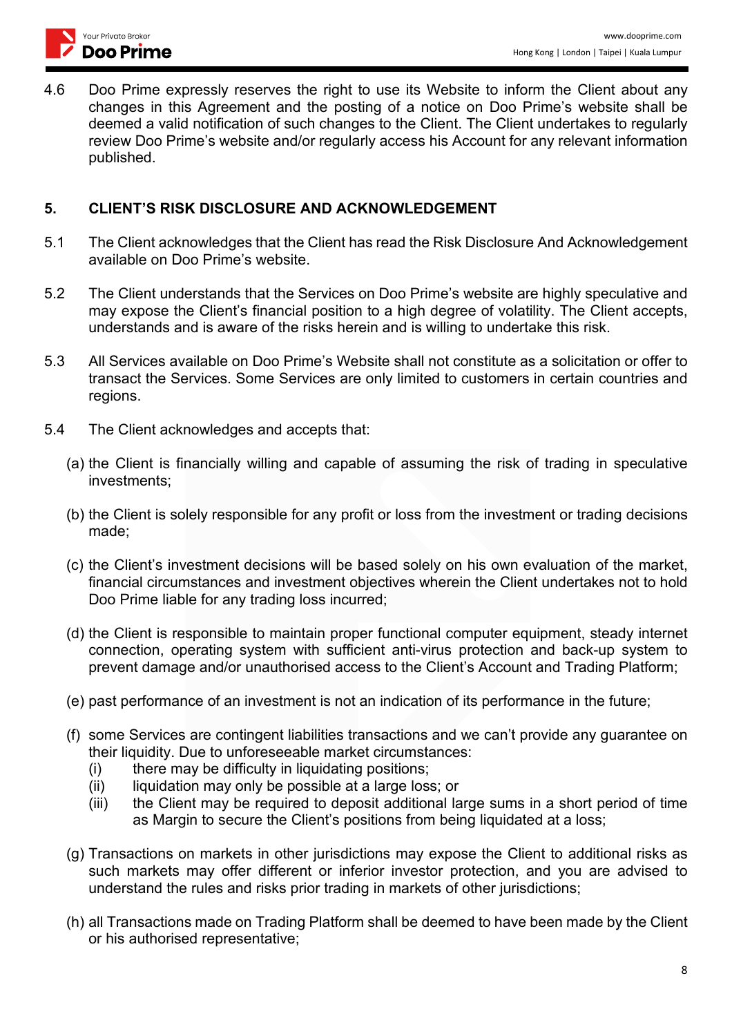4.6 Doo Prime expressly reserves the right to use its Website to inform the Client about any changes in this Agreement and the posting of a notice on Doo Prime's website shall be deemed a valid notification of such changes to the Client. The Client undertakes to regularly review Doo Prime's website and/or regularly access his Account for any relevant information published.

## 5. CLIENT'S RISK DISCLOSURE AND ACKNOWLEDGEMENT

5.1 The Client acknowledges that the Client has read the Risk Disclosure And Acknowledgement available on Doo Prime's website.

5.2 The Client understands that the Services on Doo Prime's website are highly speculative and may expose the Client's financial position to a high degree of volatility. The Client accepts, understands and is aware of the risks herein and is willing to undertake this risk.

5.3 All Services available on Doo Prime's Website shall not constitute as a solicitation or offer to transact the Services. Some Services are only limited to customers in certain countries and regions.

5.4 The Client acknowledges and accepts that:

(a) the Client is financially willing and capable of assuming the risk of trading in speculative investments;

(b) the Client is solely responsible for any profit or loss from the investment or trading decisions made;

(c) the Client's investment decisions will be based solely on his own evaluation of the market, financial circumstances and investment objectives wherein the Client undertakes not to hold Doo Prime liable for any trading loss incurred;

(d) the Client is responsible to maintain proper functional computer equipment, steady internet connection, operating system with sufficient anti-virus protection and back-up system to prevent damage and/or unauthorised access to the Client's Account and Trading Platform;

(e) past performance of an investment is not an indication of its performance in the future;

(f) some Services are contingent liabilities transactions and we can't provide any guarantee on their liquidity. Due to unforeseeable market circumstances:
 (i) there may be difficulty in liquidating positions;
 (ii) liquidation may only be possible at a large loss; or
 (iii) the Client may be required to deposit additional large sums in a short period of time as Margin to secure the Client's positions from being liquidated at a loss;

(g) Transactions on markets in other jurisdictions may expose the Client to additional risks as such markets may offer different or inferior investor protection, and you are advised to understand the rules and risks prior trading in markets of other jurisdictions;

(h) all Transactions made on Trading Platform shall be deemed to have been made by the Client or his authorised representative;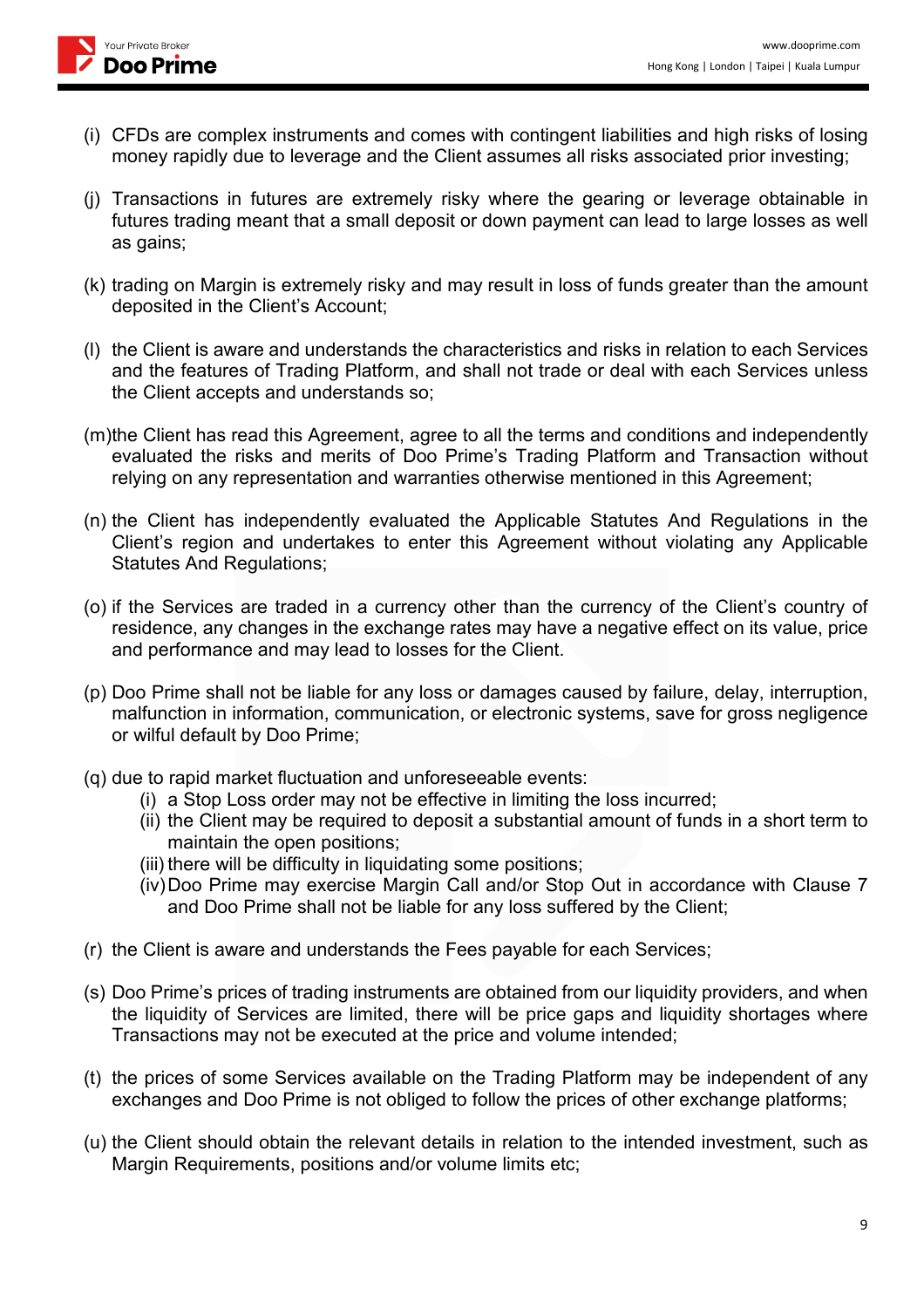(i) CFDs are complex instruments and comes with contingent liabilities and high risks of losing money rapidly due to leverage and the Client assumes all risks associated prior investing;

(j) Transactions in futures are extremely risky where the gearing or leverage obtainable in futures trading meant that a small deposit or down payment can lead to large losses as well as gains;

(k) trading on Margin is extremely risky and may result in loss of funds greater than the amount deposited in the Client's Account;

(l) the Client is aware and understands the characteristics and risks in relation to each Services and the features of Trading Platform, and shall not trade or deal with each Services unless the Client accepts and understands so;

(m) the Client has read this Agreement, agree to all the terms and conditions and independently evaluated the risks and merits of Doo Prime's Trading Platform and Transaction without relying on any representation and warranties otherwise mentioned in this Agreement;

(n) the Client has independently evaluated the Applicable Statutes And Regulations in the Client's region and undertakes to enter this Agreement without violating any Applicable Statutes And Regulations;

(o) if the Services are traded in a currency other than the currency of the Client's country of residence, any changes in the exchange rates may have a negative effect on its value, price and performance and may lead to losses for the Client.

(p) Doo Prime shall not be liable for any loss or damages caused by failure, delay, interruption, malfunction in information, communication, or electronic systems, save for gross negligence or wilful default by Doo Prime;

(q) due to rapid market fluctuation and unforeseeable events:
   (i) a Stop Loss order may not be effective in limiting the loss incurred;
   (ii) the Client may be required to deposit a substantial amount of funds in a short term to maintain the open positions;
   (iii) there will be difficulty in liquidating some positions;
   (iv) Doo Prime may exercise Margin Call and/or Stop Out in accordance with Clause 7 and Doo Prime shall not be liable for any loss suffered by the Client;

(r) the Client is aware and understands the Fees payable for each Services;

(s) Doo Prime's prices of trading instruments are obtained from our liquidity providers, and when the liquidity of Services are limited, there will be price gaps and liquidity shortages where Transactions may not be executed at the price and volume intended;

(t) the prices of some Services available on the Trading Platform may be independent of any exchanges and Doo Prime is not obliged to follow the prices of other exchange platforms;

(u) the Client should obtain the relevant details in relation to the intended investment, such as Margin Requirements, positions and/or volume limits etc;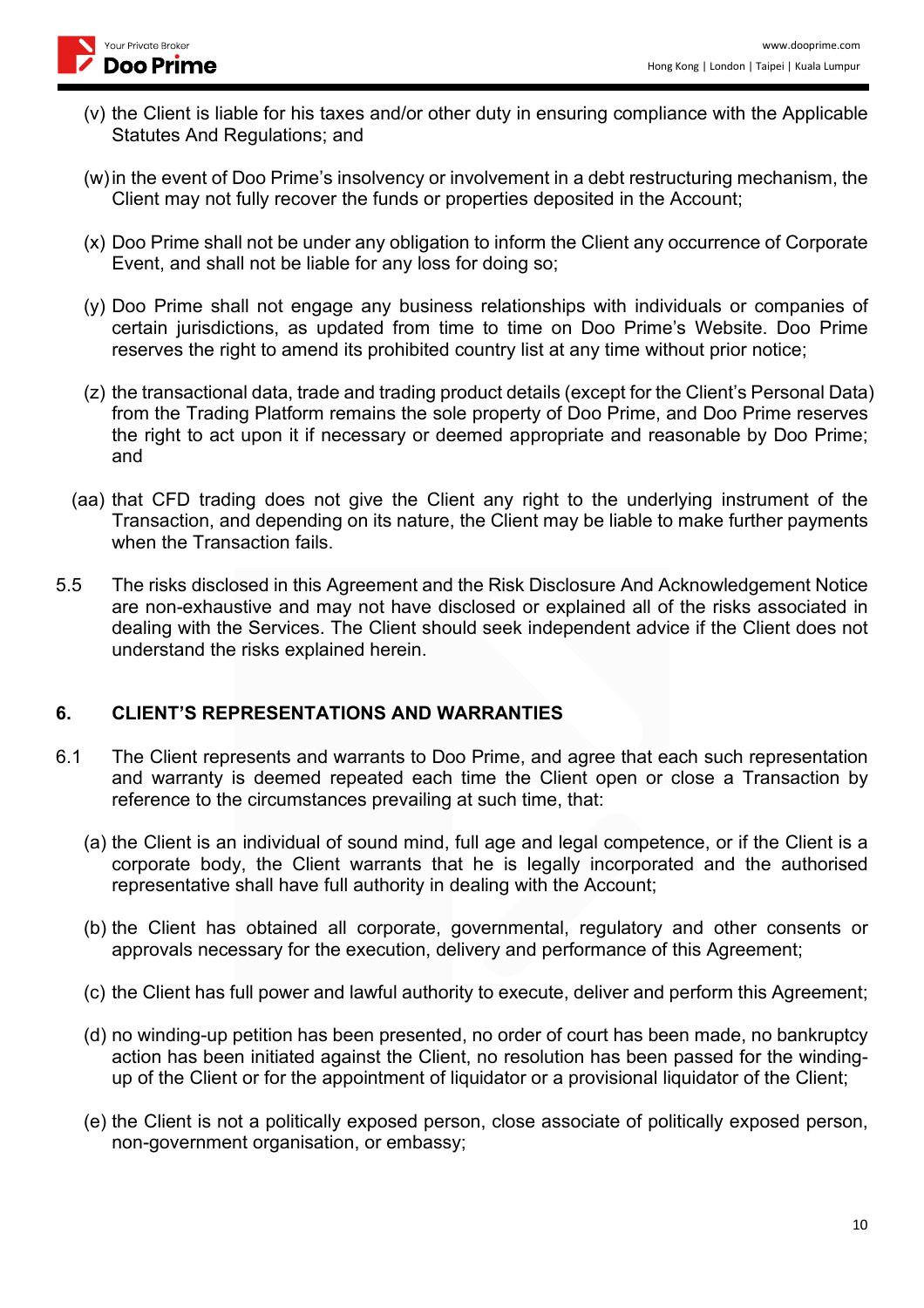(v) the Client is liable for his taxes and/or other duty in ensuring compliance with the Applicable Statutes And Regulations; and

(w) in the event of Doo Prime's insolvency or involvement in a debt restructuring mechanism, the Client may not fully recover the funds or properties deposited in the Account;

(x) Doo Prime shall not be under any obligation to inform the Client any occurrence of Corporate Event, and shall not be liable for any loss for doing so;

(y) Doo Prime shall not engage any business relationships with individuals or companies of certain jurisdictions, as updated from time to time on Doo Prime's Website. Doo Prime reserves the right to amend its prohibited country list at any time without prior notice;

(z) the transactional data, trade and trading product details (except for the Client's Personal Data) from the Trading Platform remains the sole property of Doo Prime, and Doo Prime reserves the right to act upon it if necessary or deemed appropriate and reasonable by Doo Prime; and

(aa) that CFD trading does not give the Client any right to the underlying instrument of the Transaction, and depending on its nature, the Client may be liable to make further payments when the Transaction fails.

5.5 The risks disclosed in this Agreement and the Risk Disclosure And Acknowledgement Notice are non-exhaustive and may not have disclosed or explained all of the risks associated in dealing with the Services. The Client should seek independent advice if the Client does not understand the risks explained herein.

## 6. CLIENT'S REPRESENTATIONS AND WARRANTIES

6.1 The Client represents and warrants to Doo Prime, and agree that each such representation and warranty is deemed repeated each time the Client open or close a Transaction by reference to the circumstances prevailing at such time, that:

(a) the Client is an individual of sound mind, full age and legal competence, or if the Client is a corporate body, the Client warrants that he is legally incorporated and the authorised representative shall have full authority in dealing with the Account;

(b) the Client has obtained all corporate, governmental, regulatory and other consents or approvals necessary for the execution, delivery and performance of this Agreement;

(c) the Client has full power and lawful authority to execute, deliver and perform this Agreement;

(d) no winding-up petition has been presented, no order of court has been made, no bankruptcy action has been initiated against the Client, no resolution has been passed for the winding-up of the Client or for the appointment of liquidator or a provisional liquidator of the Client;

(e) the Client is not a politically exposed person, close associate of politically exposed person, non-government organisation, or embassy;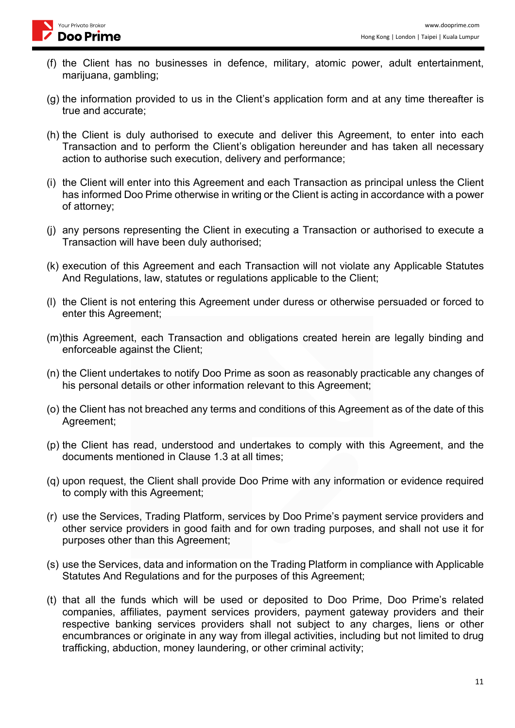(f) the Client has no businesses in defence, military, atomic power, adult entertainment, marijuana, gambling;

(g) the information provided to us in the Client's application form and at any time thereafter is true and accurate;

(h) the Client is duly authorised to execute and deliver this Agreement, to enter into each Transaction and to perform the Client's obligation hereunder and has taken all necessary action to authorise such execution, delivery and performance;

(i) the Client will enter into this Agreement and each Transaction as principal unless the Client has informed Doo Prime otherwise in writing or the Client is acting in accordance with a power of attorney;

(j) any persons representing the Client in executing a Transaction or authorised to execute a Transaction will have been duly authorised;

(k) execution of this Agreement and each Transaction will not violate any Applicable Statutes And Regulations, law, statutes or regulations applicable to the Client;

(l) the Client is not entering this Agreement under duress or otherwise persuaded or forced to enter this Agreement;

(m) this Agreement, each Transaction and obligations created herein are legally binding and enforceable against the Client;

(n) the Client undertakes to notify Doo Prime as soon as reasonably practicable any changes of his personal details or other information relevant to this Agreement;

(o) the Client has not breached any terms and conditions of this Agreement as of the date of this Agreement;

(p) the Client has read, understood and undertakes to comply with this Agreement, and the documents mentioned in Clause 1.3 at all times;

(q) upon request, the Client shall provide Doo Prime with any information or evidence required to comply with this Agreement;

(r) use the Services, Trading Platform, services by Doo Prime's payment service providers and other service providers in good faith and for own trading purposes, and shall not use it for purposes other than this Agreement;

(s) use the Services, data and information on the Trading Platform in compliance with Applicable Statutes And Regulations and for the purposes of this Agreement;

(t) that all the funds which will be used or deposited to Doo Prime, Doo Prime's related companies, affiliates, payment services providers, payment gateway providers and their respective banking services providers shall not subject to any charges, liens or other encumbrances or originate in any way from illegal activities, including but not limited to drug trafficking, abduction, money laundering, or other criminal activity;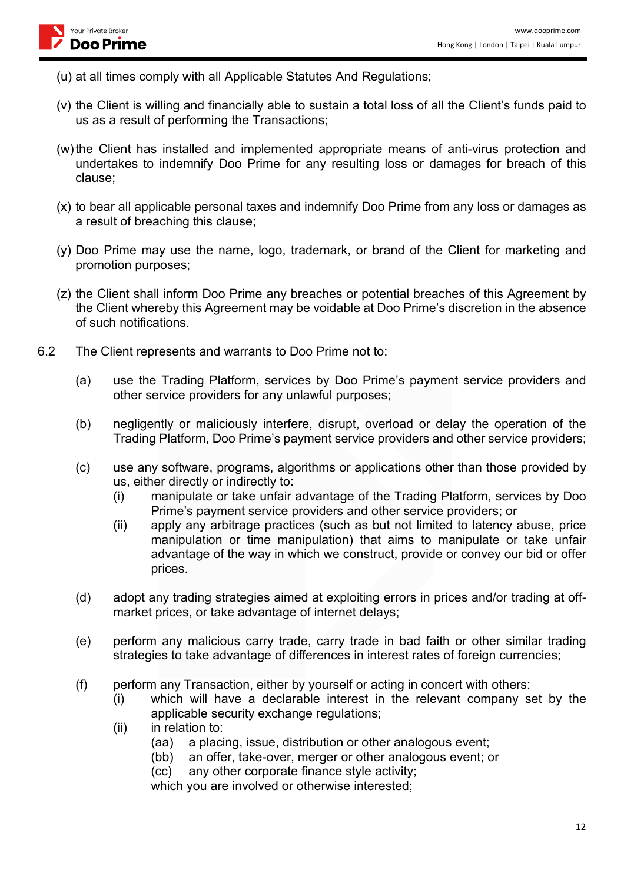(u) at all times comply with all Applicable Statutes And Regulations;

(v) the Client is willing and financially able to sustain a total loss of all the Client's funds paid to us as a result of performing the Transactions;

(w) the Client has installed and implemented appropriate means of anti-virus protection and undertakes to indemnify Doo Prime for any resulting loss or damages for breach of this clause;

(x) to bear all applicable personal taxes and indemnify Doo Prime from any loss or damages as a result of breaching this clause;

(y) Doo Prime may use the name, logo, trademark, or brand of the Client for marketing and promotion purposes;

(z) the Client shall inform Doo Prime any breaches or potential breaches of this Agreement by the Client whereby this Agreement may be voidable at Doo Prime's discretion in the absence of such notifications.

6.2 The Client represents and warrants to Doo Prime not to:

(a) use the Trading Platform, services by Doo Prime's payment service providers and other service providers for any unlawful purposes;

(b) negligently or maliciously interfere, disrupt, overload or delay the operation of the Trading Platform, Doo Prime's payment service providers and other service providers;

(c) use any software, programs, algorithms or applications other than those provided by us, either directly or indirectly to:

  (i) manipulate or take unfair advantage of the Trading Platform, services by Doo Prime's payment service providers and other service providers; or

  (ii) apply any arbitrage practices (such as but not limited to latency abuse, price manipulation or time manipulation) that aims to manipulate or take unfair advantage of the way in which we construct, provide or convey our bid or offer prices.

(d) adopt any trading strategies aimed at exploiting errors in prices and/or trading at off-market prices, or take advantage of internet delays;

(e) perform any malicious carry trade, carry trade in bad faith or other similar trading strategies to take advantage of differences in interest rates of foreign currencies;

(f) perform any Transaction, either by yourself or acting in concert with others:

  (i) which will have a declarable interest in the relevant company set by the applicable security exchange regulations;

  (ii) in relation to:

    (aa) a placing, issue, distribution or other analogous event;

    (bb) an offer, take-over, merger or other analogous event; or

    (cc) any other corporate finance style activity;

  which you are involved or otherwise interested;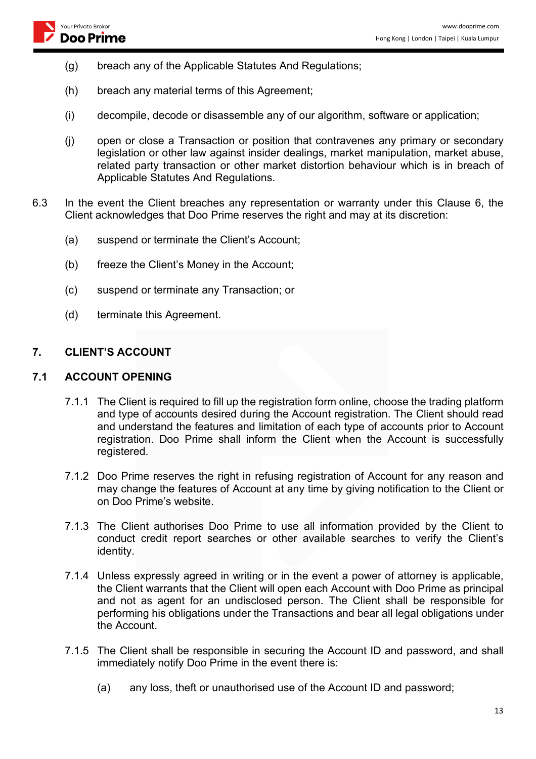(g) breach any of the Applicable Statutes And Regulations;

(h) breach any material terms of this Agreement;

(i) decompile, decode or disassemble any of our algorithm, software or application;

(j) open or close a Transaction or position that contravenes any primary or secondary legislation or other law against insider dealings, market manipulation, market abuse, related party transaction or other market distortion behaviour which is in breach of Applicable Statutes And Regulations.

6.3 In the event the Client breaches any representation or warranty under this Clause 6, the Client acknowledges that Doo Prime reserves the right and may at its discretion:

(a) suspend or terminate the Client's Account;

(b) freeze the Client's Money in the Account;

(c) suspend or terminate any Transaction; or

(d) terminate this Agreement.

## 7. CLIENT'S ACCOUNT

### 7.1 ACCOUNT OPENING

7.1.1 The Client is required to fill up the registration form online, choose the trading platform and type of accounts desired during the Account registration. The Client should read and understand the features and limitation of each type of accounts prior to Account registration. Doo Prime shall inform the Client when the Account is successfully registered.

7.1.2 Doo Prime reserves the right in refusing registration of Account for any reason and may change the features of Account at any time by giving notification to the Client or on Doo Prime's website.

7.1.3 The Client authorises Doo Prime to use all information provided by the Client to conduct credit report searches or other available searches to verify the Client's identity.

7.1.4 Unless expressly agreed in writing or in the event a power of attorney is applicable, the Client warrants that the Client will open each Account with Doo Prime as principal and not as agent for an undisclosed person. The Client shall be responsible for performing his obligations under the Transactions and bear all legal obligations under the Account.

7.1.5 The Client shall be responsible in securing the Account ID and password, and shall immediately notify Doo Prime in the event there is:

(a) any loss, theft or unauthorised use of the Account ID and password;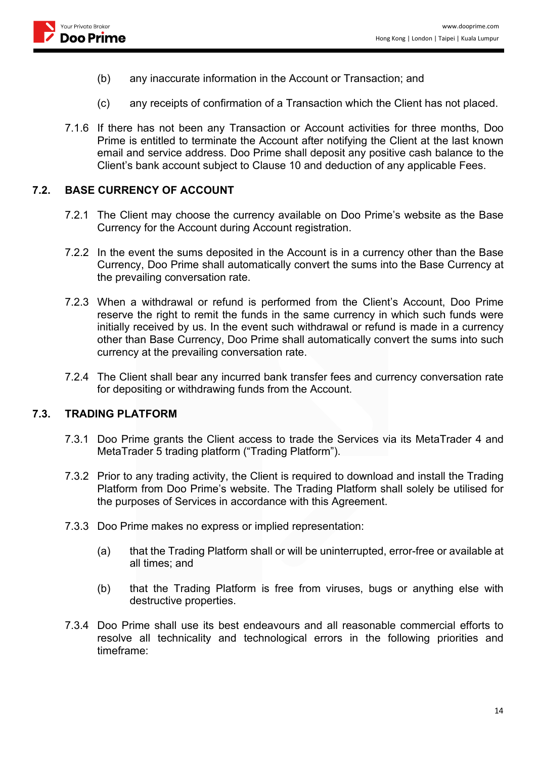(b) any inaccurate information in the Account or Transaction; and

(c) any receipts of confirmation of a Transaction which the Client has not placed.

7.1.6 If there has not been any Transaction or Account activities for three months, Doo Prime is entitled to terminate the Account after notifying the Client at the last known email and service address. Doo Prime shall deposit any positive cash balance to the Client's bank account subject to Clause 10 and deduction of any applicable Fees.

## 7.2. BASE CURRENCY OF ACCOUNT

7.2.1 The Client may choose the currency available on Doo Prime's website as the Base Currency for the Account during Account registration.

7.2.2 In the event the sums deposited in the Account is in a currency other than the Base Currency, Doo Prime shall automatically convert the sums into the Base Currency at the prevailing conversation rate.

7.2.3 When a withdrawal or refund is performed from the Client's Account, Doo Prime reserve the right to remit the funds in the same currency in which such funds were initially received by us. In the event such withdrawal or refund is made in a currency other than Base Currency, Doo Prime shall automatically convert the sums into such currency at the prevailing conversation rate.

7.2.4 The Client shall bear any incurred bank transfer fees and currency conversation rate for depositing or withdrawing funds from the Account.

## 7.3. TRADING PLATFORM

7.3.1 Doo Prime grants the Client access to trade the Services via its MetaTrader 4 and MetaTrader 5 trading platform ("Trading Platform").

7.3.2 Prior to any trading activity, the Client is required to download and install the Trading Platform from Doo Prime's website. The Trading Platform shall solely be utilised for the purposes of Services in accordance with this Agreement.

7.3.3 Doo Prime makes no express or implied representation:

(a) that the Trading Platform shall or will be uninterrupted, error-free or available at all times; and

(b) that the Trading Platform is free from viruses, bugs or anything else with destructive properties.

7.3.4 Doo Prime shall use its best endeavours and all reasonable commercial efforts to resolve all technicality and technological errors in the following priorities and timeframe: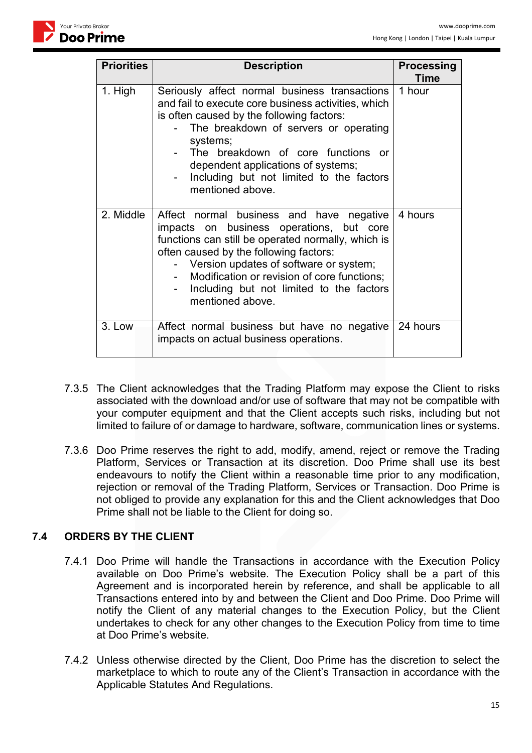| Priorities | Description | Processing Time |
|---|---|---|
| 1. High | Seriously affect normal business transactions and fail to execute core business activities, which is often caused by the following factors:<br>- The breakdown of servers or operating systems;<br>- The breakdown of core functions or dependent applications of systems;<br>- Including but not limited to the factors mentioned above. | 1 hour |
| 2. Middle | Affect normal business and have negative impacts on business operations, but core functions can still be operated normally, which is often caused by the following factors:<br>- Version updates of software or system;<br>- Modification or revision of core functions;<br>- Including but not limited to the factors mentioned above. | 4 hours |
| 3. Low | Affect normal business but have no negative impacts on actual business operations. | 24 hours |

7.3.5 The Client acknowledges that the Trading Platform may expose the Client to risks associated with the download and/or use of software that may not be compatible with your computer equipment and that the Client accepts such risks, including but not limited to failure of or damage to hardware, software, communication lines or systems.

7.3.6 Doo Prime reserves the right to add, modify, amend, reject or remove the Trading Platform, Services or Transaction at its discretion. Doo Prime shall use its best endeavours to notify the Client within a reasonable time prior to any modification, rejection or removal of the Trading Platform, Services or Transaction. Doo Prime is not obliged to provide any explanation for this and the Client acknowledges that Doo Prime shall not be liable to the Client for doing so.

## 7.4 ORDERS BY THE CLIENT

7.4.1 Doo Prime will handle the Transactions in accordance with the Execution Policy available on Doo Prime's website. The Execution Policy shall be a part of this Agreement and is incorporated herein by reference, and shall be applicable to all Transactions entered into by and between the Client and Doo Prime. Doo Prime will notify the Client of any material changes to the Execution Policy, but the Client undertakes to check for any other changes to the Execution Policy from time to time at Doo Prime's website.

7.4.2 Unless otherwise directed by the Client, Doo Prime has the discretion to select the marketplace to which to route any of the Client's Transaction in accordance with the Applicable Statutes And Regulations.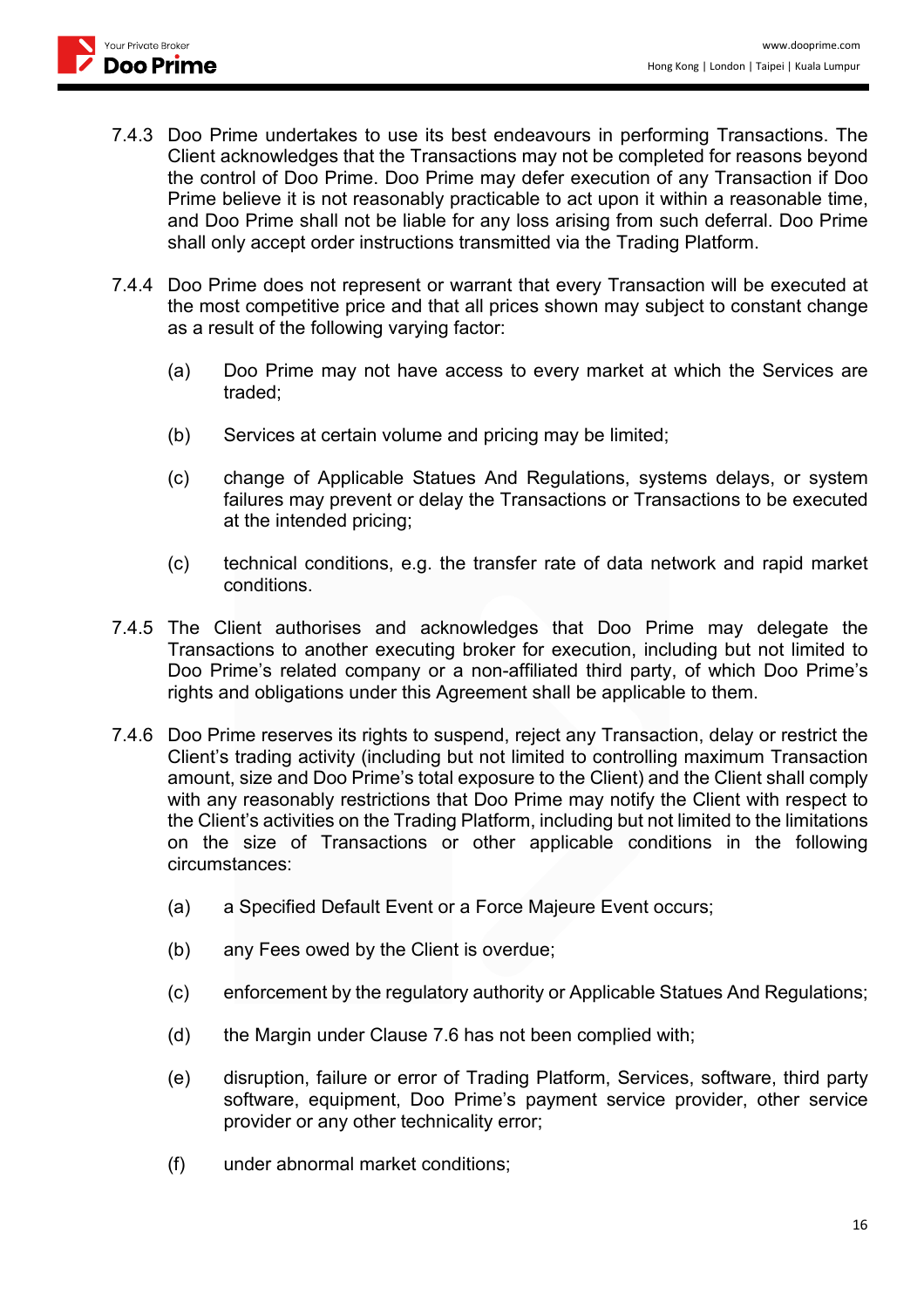7.4.3 Doo Prime undertakes to use its best endeavours in performing Transactions. The Client acknowledges that the Transactions may not be completed for reasons beyond the control of Doo Prime. Doo Prime may defer execution of any Transaction if Doo Prime believe it is not reasonably practicable to act upon it within a reasonable time, and Doo Prime shall not be liable for any loss arising from such deferral. Doo Prime shall only accept order instructions transmitted via the Trading Platform.

7.4.4 Doo Prime does not represent or warrant that every Transaction will be executed at the most competitive price and that all prices shown may subject to constant change as a result of the following varying factor:

(a) Doo Prime may not have access to every market at which the Services are traded;

(b) Services at certain volume and pricing may be limited;

(c) change of Applicable Statues And Regulations, systems delays, or system failures may prevent or delay the Transactions or Transactions to be executed at the intended pricing;

(c) technical conditions, e.g. the transfer rate of data network and rapid market conditions.

7.4.5 The Client authorises and acknowledges that Doo Prime may delegate the Transactions to another executing broker for execution, including but not limited to Doo Prime's related company or a non-affiliated third party, of which Doo Prime's rights and obligations under this Agreement shall be applicable to them.

7.4.6 Doo Prime reserves its rights to suspend, reject any Transaction, delay or restrict the Client's trading activity (including but not limited to controlling maximum Transaction amount, size and Doo Prime's total exposure to the Client) and the Client shall comply with any reasonably restrictions that Doo Prime may notify the Client with respect to the Client's activities on the Trading Platform, including but not limited to the limitations on the size of Transactions or other applicable conditions in the following circumstances:

(a) a Specified Default Event or a Force Majeure Event occurs;

(b) any Fees owed by the Client is overdue;

(c) enforcement by the regulatory authority or Applicable Statues And Regulations;

(d) the Margin under Clause 7.6 has not been complied with;

(e) disruption, failure or error of Trading Platform, Services, software, third party software, equipment, Doo Prime's payment service provider, other service provider or any other technicality error;

(f) under abnormal market conditions;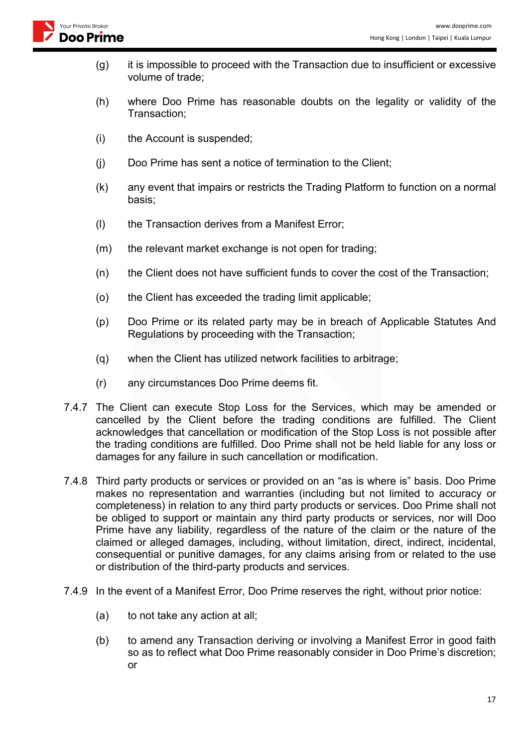(g) it is impossible to proceed with the Transaction due to insufficient or excessive volume of trade;

(h) where Doo Prime has reasonable doubts on the legality or validity of the Transaction;

(i) the Account is suspended;

(j) Doo Prime has sent a notice of termination to the Client;

(k) any event that impairs or restricts the Trading Platform to function on a normal basis;

(l) the Transaction derives from a Manifest Error;

(m) the relevant market exchange is not open for trading;

(n) the Client does not have sufficient funds to cover the cost of the Transaction;

(o) the Client has exceeded the trading limit applicable;

(p) Doo Prime or its related party may be in breach of Applicable Statutes And Regulations by proceeding with the Transaction;

(q) when the Client has utilized network facilities to arbitrage;

(r) any circumstances Doo Prime deems fit.

7.4.7 The Client can execute Stop Loss for the Services, which may be amended or cancelled by the Client before the trading conditions are fulfilled. The Client acknowledges that cancellation or modification of the Stop Loss is not possible after the trading conditions are fulfilled. Doo Prime shall not be held liable for any loss or damages for any failure in such cancellation or modification.

7.4.8 Third party products or services or provided on an “as is where is” basis. Doo Prime makes no representation and warranties (including but not limited to accuracy or completeness) in relation to any third party products or services. Doo Prime shall not be obliged to support or maintain any third party products or services, nor will Doo Prime have any liability, regardless of the nature of the claim or the nature of the claimed or alleged damages, including, without limitation, direct, indirect, incidental, consequential or punitive damages, for any claims arising from or related to the use or distribution of the third-party products and services.

7.4.9 In the event of a Manifest Error, Doo Prime reserves the right, without prior notice:

(a) to not take any action at all;

(b) to amend any Transaction deriving or involving a Manifest Error in good faith so as to reflect what Doo Prime reasonably consider in Doo Prime’s discretion; or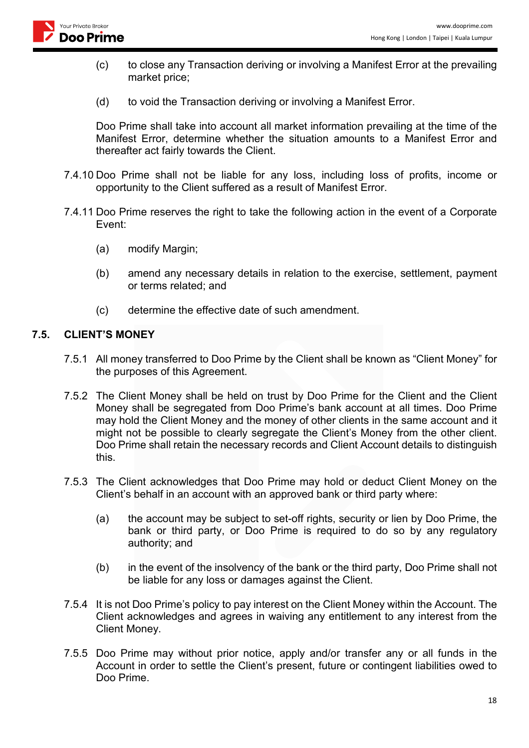(c) to close any Transaction deriving or involving a Manifest Error at the prevailing market price;

(d) to void the Transaction deriving or involving a Manifest Error.

Doo Prime shall take into account all market information prevailing at the time of the Manifest Error, determine whether the situation amounts to a Manifest Error and thereafter act fairly towards the Client.

7.4.10 Doo Prime shall not be liable for any loss, including loss of profits, income or opportunity to the Client suffered as a result of Manifest Error.

7.4.11 Doo Prime reserves the right to take the following action in the event of a Corporate Event:

(a) modify Margin;

(b) amend any necessary details in relation to the exercise, settlement, payment or terms related; and

(c) determine the effective date of such amendment.

## 7.5. CLIENT'S MONEY

7.5.1 All money transferred to Doo Prime by the Client shall be known as "Client Money" for the purposes of this Agreement.

7.5.2 The Client Money shall be held on trust by Doo Prime for the Client and the Client Money shall be segregated from Doo Prime's bank account at all times. Doo Prime may hold the Client Money and the money of other clients in the same account and it might not be possible to clearly segregate the Client's Money from the other client. Doo Prime shall retain the necessary records and Client Account details to distinguish this.

7.5.3 The Client acknowledges that Doo Prime may hold or deduct Client Money on the Client's behalf in an account with an approved bank or third party where:

(a) the account may be subject to set-off rights, security or lien by Doo Prime, the bank or third party, or Doo Prime is required to do so by any regulatory authority; and

(b) in the event of the insolvency of the bank or the third party, Doo Prime shall not be liable for any loss or damages against the Client.

7.5.4 It is not Doo Prime's policy to pay interest on the Client Money within the Account. The Client acknowledges and agrees in waiving any entitlement to any interest from the Client Money.

7.5.5 Doo Prime may without prior notice, apply and/or transfer any or all funds in the Account in order to settle the Client's present, future or contingent liabilities owed to Doo Prime.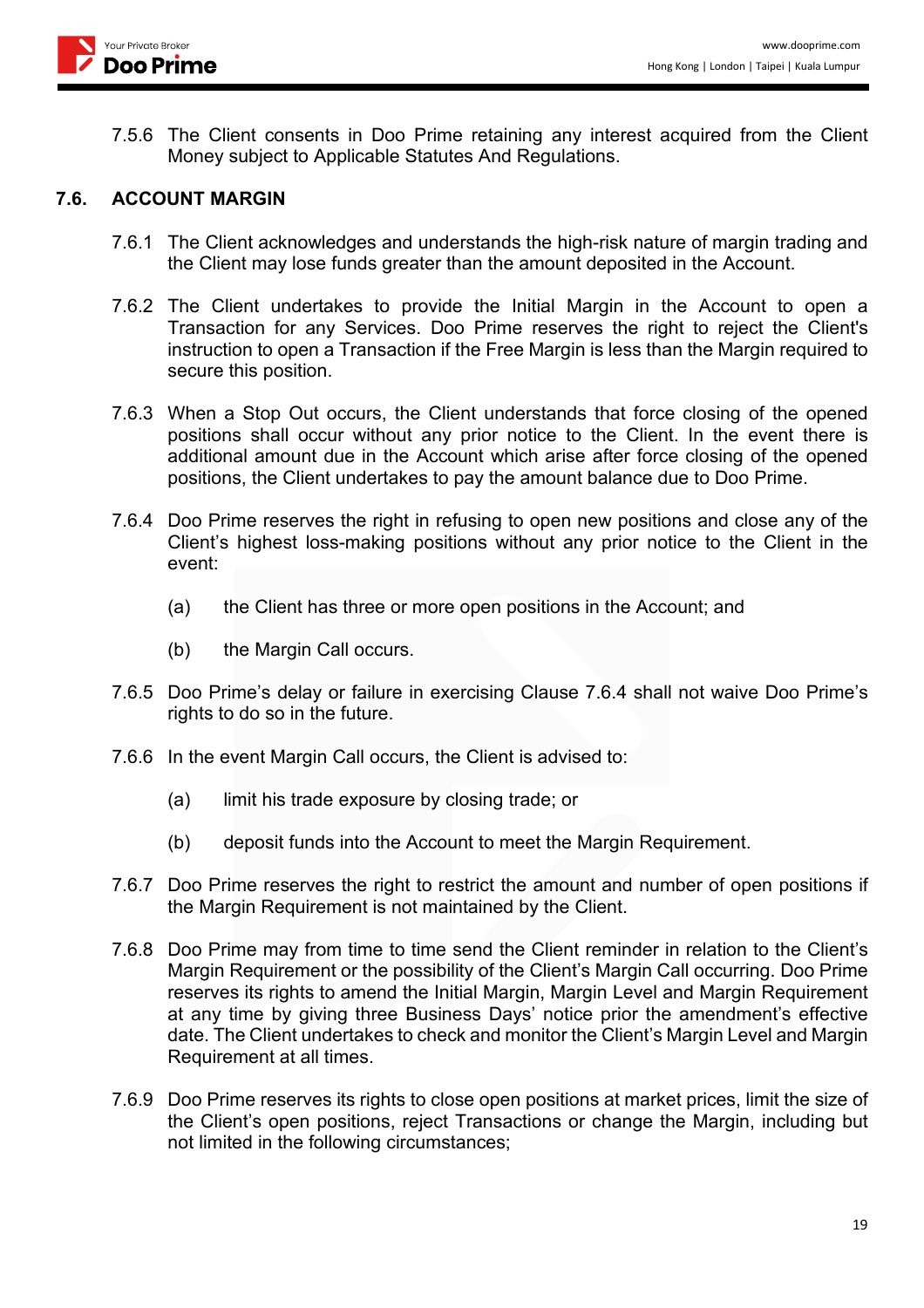7.5.6 The Client consents in Doo Prime retaining any interest acquired from the Client Money subject to Applicable Statutes And Regulations.

## 7.6. ACCOUNT MARGIN

7.6.1 The Client acknowledges and understands the high-risk nature of margin trading and the Client may lose funds greater than the amount deposited in the Account.

7.6.2 The Client undertakes to provide the Initial Margin in the Account to open a Transaction for any Services. Doo Prime reserves the right to reject the Client's instruction to open a Transaction if the Free Margin is less than the Margin required to secure this position.

7.6.3 When a Stop Out occurs, the Client understands that force closing of the opened positions shall occur without any prior notice to the Client. In the event there is additional amount due in the Account which arise after force closing of the opened positions, the Client undertakes to pay the amount balance due to Doo Prime.

7.6.4 Doo Prime reserves the right in refusing to open new positions and close any of the Client's highest loss-making positions without any prior notice to the Client in the event:

(a) the Client has three or more open positions in the Account; and

(b) the Margin Call occurs.

7.6.5 Doo Prime's delay or failure in exercising Clause 7.6.4 shall not waive Doo Prime's rights to do so in the future.

7.6.6 In the event Margin Call occurs, the Client is advised to:

(a) limit his trade exposure by closing trade; or

(b) deposit funds into the Account to meet the Margin Requirement.

7.6.7 Doo Prime reserves the right to restrict the amount and number of open positions if the Margin Requirement is not maintained by the Client.

7.6.8 Doo Prime may from time to time send the Client reminder in relation to the Client's Margin Requirement or the possibility of the Client's Margin Call occurring. Doo Prime reserves its rights to amend the Initial Margin, Margin Level and Margin Requirement at any time by giving three Business Days' notice prior the amendment's effective date. The Client undertakes to check and monitor the Client's Margin Level and Margin Requirement at all times.

7.6.9 Doo Prime reserves its rights to close open positions at market prices, limit the size of the Client's open positions, reject Transactions or change the Margin, including but not limited in the following circumstances;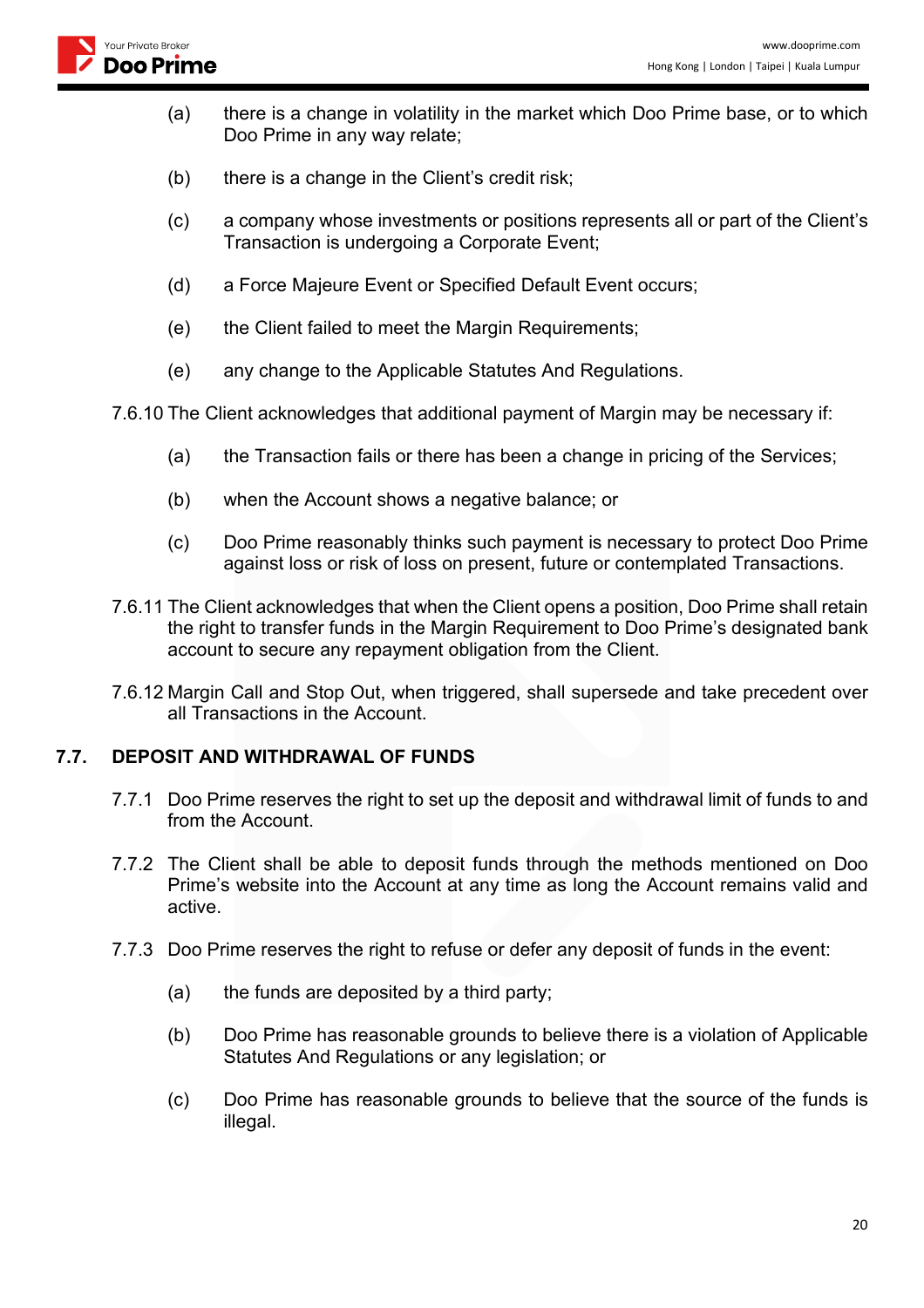(a) there is a change in volatility in the market which Doo Prime base, or to which Doo Prime in any way relate;

(b) there is a change in the Client's credit risk;

(c) a company whose investments or positions represents all or part of the Client's Transaction is undergoing a Corporate Event;

(d) a Force Majeure Event or Specified Default Event occurs;

(e) the Client failed to meet the Margin Requirements;

(e) any change to the Applicable Statutes And Regulations.

7.6.10 The Client acknowledges that additional payment of Margin may be necessary if:

(a) the Transaction fails or there has been a change in pricing of the Services;

(b) when the Account shows a negative balance; or

(c) Doo Prime reasonably thinks such payment is necessary to protect Doo Prime against loss or risk of loss on present, future or contemplated Transactions.

7.6.11 The Client acknowledges that when the Client opens a position, Doo Prime shall retain the right to transfer funds in the Margin Requirement to Doo Prime's designated bank account to secure any repayment obligation from the Client.

7.6.12 Margin Call and Stop Out, when triggered, shall supersede and take precedent over all Transactions in the Account.

## 7.7. DEPOSIT AND WITHDRAWAL OF FUNDS

7.7.1 Doo Prime reserves the right to set up the deposit and withdrawal limit of funds to and from the Account.

7.7.2 The Client shall be able to deposit funds through the methods mentioned on Doo Prime's website into the Account at any time as long as the Account remains valid and active.

7.7.3 Doo Prime reserves the right to refuse or defer any deposit of funds in the event:

(a) the funds are deposited by a third party;

(b) Doo Prime has reasonable grounds to believe there is a violation of Applicable Statutes And Regulations or any legislation; or

(c) Doo Prime has reasonable grounds to believe that the source of the funds is illegal.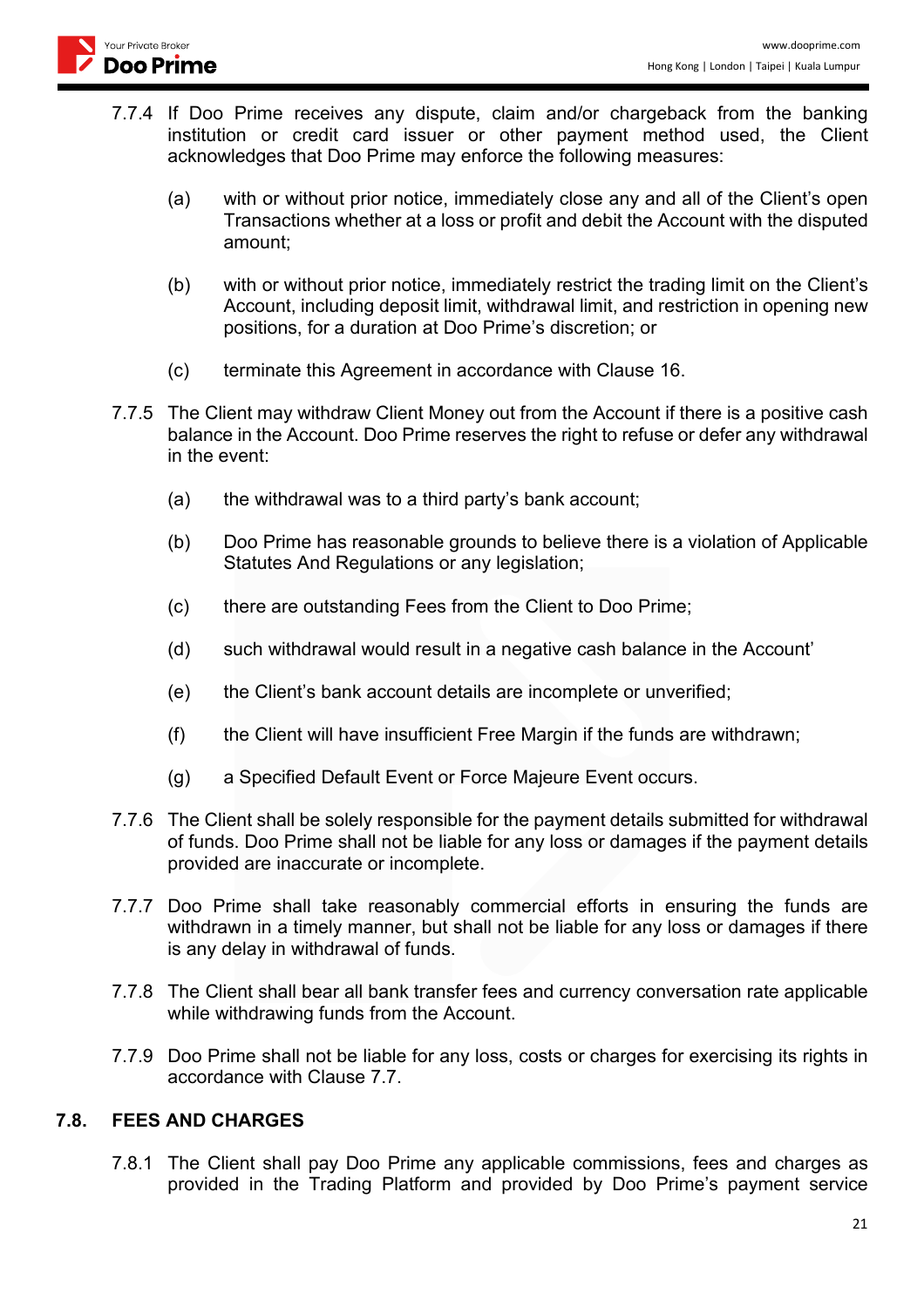7.7.4 If Doo Prime receives any dispute, claim and/or chargeback from the banking institution or credit card issuer or other payment method used, the Client acknowledges that Doo Prime may enforce the following measures:

(a) with or without prior notice, immediately close any and all of the Client's open Transactions whether at a loss or profit and debit the Account with the disputed amount;

(b) with or without prior notice, immediately restrict the trading limit on the Client's Account, including deposit limit, withdrawal limit, and restriction in opening new positions, for a duration at Doo Prime's discretion; or

(c) terminate this Agreement in accordance with Clause 16.

7.7.5 The Client may withdraw Client Money out from the Account if there is a positive cash balance in the Account. Doo Prime reserves the right to refuse or defer any withdrawal in the event:

(a) the withdrawal was to a third party's bank account;

(b) Doo Prime has reasonable grounds to believe there is a violation of Applicable Statutes And Regulations or any legislation;

(c) there are outstanding Fees from the Client to Doo Prime;

(d) such withdrawal would result in a negative cash balance in the Account'

(e) the Client's bank account details are incomplete or unverified;

(f) the Client will have insufficient Free Margin if the funds are withdrawn;

(g) a Specified Default Event or Force Majeure Event occurs.

7.7.6 The Client shall be solely responsible for the payment details submitted for withdrawal of funds. Doo Prime shall not be liable for any loss or damages if the payment details provided are inaccurate or incomplete.

7.7.7 Doo Prime shall take reasonably commercial efforts in ensuring the funds are withdrawn in a timely manner, but shall not be liable for any loss or damages if there is any delay in withdrawal of funds.

7.7.8 The Client shall bear all bank transfer fees and currency conversation rate applicable while withdrawing funds from the Account.

7.7.9 Doo Prime shall not be liable for any loss, costs or charges for exercising its rights in accordance with Clause 7.7.

## 7.8. FEES AND CHARGES

7.8.1 The Client shall pay Doo Prime any applicable commissions, fees and charges as provided in the Trading Platform and provided by Doo Prime's payment service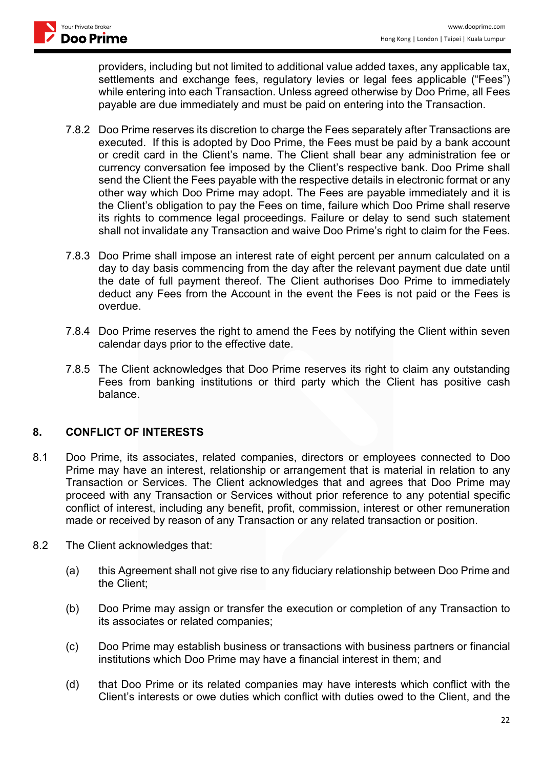providers, including but not limited to additional value added taxes, any applicable tax, settlements and exchange fees, regulatory levies or legal fees applicable ("Fees") while entering into each Transaction. Unless agreed otherwise by Doo Prime, all Fees payable are due immediately and must be paid on entering into the Transaction.

7.8.2 Doo Prime reserves its discretion to charge the Fees separately after Transactions are executed. If this is adopted by Doo Prime, the Fees must be paid by a bank account or credit card in the Client's name. The Client shall bear any administration fee or currency conversation fee imposed by the Client's respective bank. Doo Prime shall send the Client the Fees payable with the respective details in electronic format or any other way which Doo Prime may adopt. The Fees are payable immediately and it is the Client's obligation to pay the Fees on time, failure which Doo Prime shall reserve its rights to commence legal proceedings. Failure or delay to send such statement shall not invalidate any Transaction and waive Doo Prime's right to claim for the Fees.

7.8.3 Doo Prime shall impose an interest rate of eight percent per annum calculated on a day to day basis commencing from the day after the relevant payment due date until the date of full payment thereof. The Client authorises Doo Prime to immediately deduct any Fees from the Account in the event the Fees is not paid or the Fees is overdue.

7.8.4 Doo Prime reserves the right to amend the Fees by notifying the Client within seven calendar days prior to the effective date.

7.8.5 The Client acknowledges that Doo Prime reserves its right to claim any outstanding Fees from banking institutions or third party which the Client has positive cash balance.

## 8. CONFLICT OF INTERESTS

8.1 Doo Prime, its associates, related companies, directors or employees connected to Doo Prime may have an interest, relationship or arrangement that is material in relation to any Transaction or Services. The Client acknowledges that and agrees that Doo Prime may proceed with any Transaction or Services without prior reference to any potential specific conflict of interest, including any benefit, profit, commission, interest or other remuneration made or received by reason of any Transaction or any related transaction or position.

8.2 The Client acknowledges that:

(a) this Agreement shall not give rise to any fiduciary relationship between Doo Prime and the Client;

(b) Doo Prime may assign or transfer the execution or completion of any Transaction to its associates or related companies;

(c) Doo Prime may establish business or transactions with business partners or financial institutions which Doo Prime may have a financial interest in them; and

(d) that Doo Prime or its related companies may have interests which conflict with the Client's interests or owe duties which conflict with duties owed to the Client, and the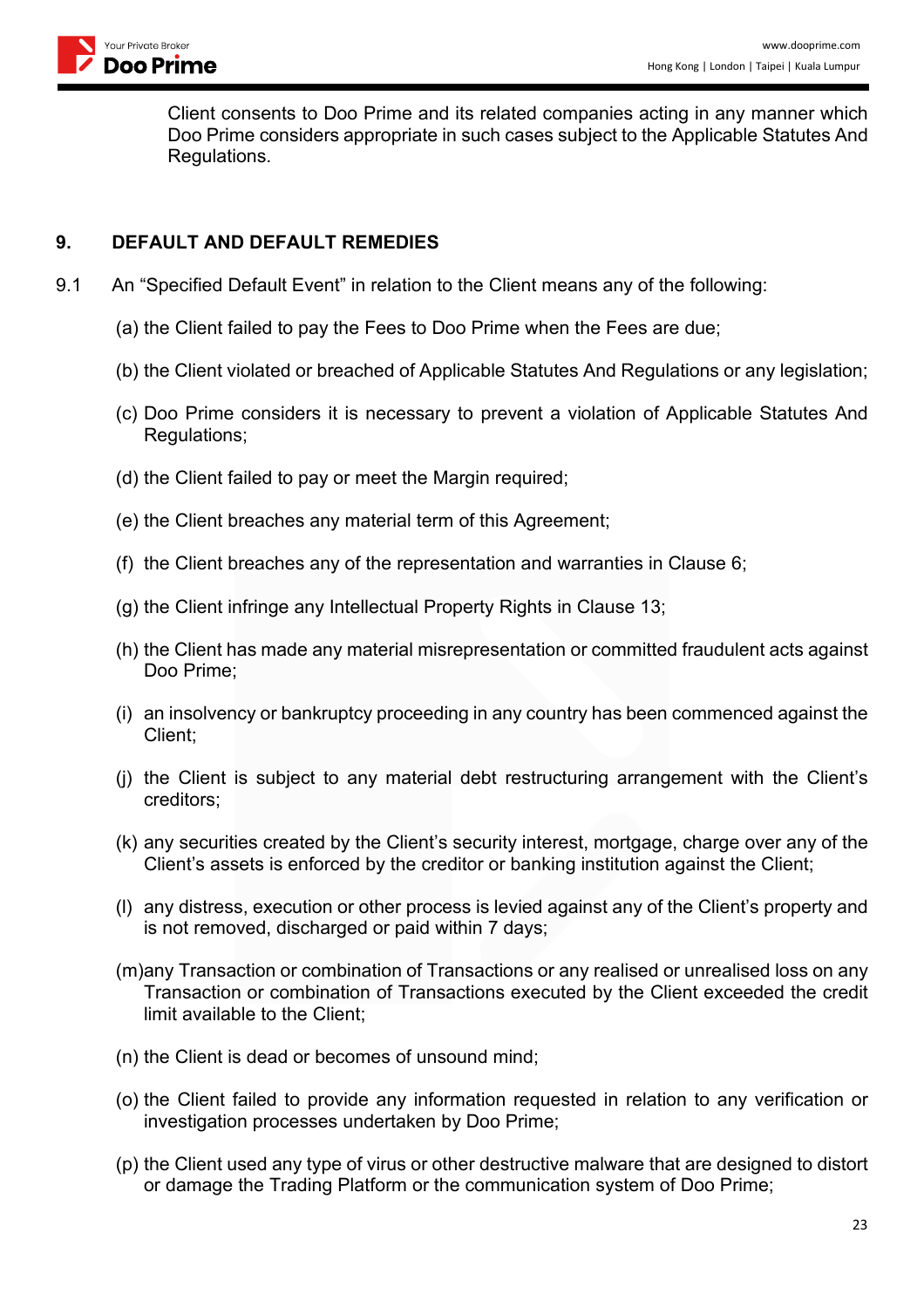Client consents to Doo Prime and its related companies acting in any manner which Doo Prime considers appropriate in such cases subject to the Applicable Statutes And Regulations.

## 9. DEFAULT AND DEFAULT REMEDIES

9.1 An “Specified Default Event” in relation to the Client means any of the following:

(a) the Client failed to pay the Fees to Doo Prime when the Fees are due;

(b) the Client violated or breached of Applicable Statutes And Regulations or any legislation;

(c) Doo Prime considers it is necessary to prevent a violation of Applicable Statutes And Regulations;

(d) the Client failed to pay or meet the Margin required;

(e) the Client breaches any material term of this Agreement;

(f) the Client breaches any of the representation and warranties in Clause 6;

(g) the Client infringe any Intellectual Property Rights in Clause 13;

(h) the Client has made any material misrepresentation or committed fraudulent acts against Doo Prime;

(i) an insolvency or bankruptcy proceeding in any country has been commenced against the Client;

(j) the Client is subject to any material debt restructuring arrangement with the Client’s creditors;

(k) any securities created by the Client’s security interest, mortgage, charge over any of the Client’s assets is enforced by the creditor or banking institution against the Client;

(l) any distress, execution or other process is levied against any of the Client’s property and is not removed, discharged or paid within 7 days;

(m) any Transaction or combination of Transactions or any realised or unrealised loss on any Transaction or combination of Transactions executed by the Client exceeded the credit limit available to the Client;

(n) the Client is dead or becomes of unsound mind;

(o) the Client failed to provide any information requested in relation to any verification or investigation processes undertaken by Doo Prime;

(p) the Client used any type of virus or other destructive malware that are designed to distort or damage the Trading Platform or the communication system of Doo Prime;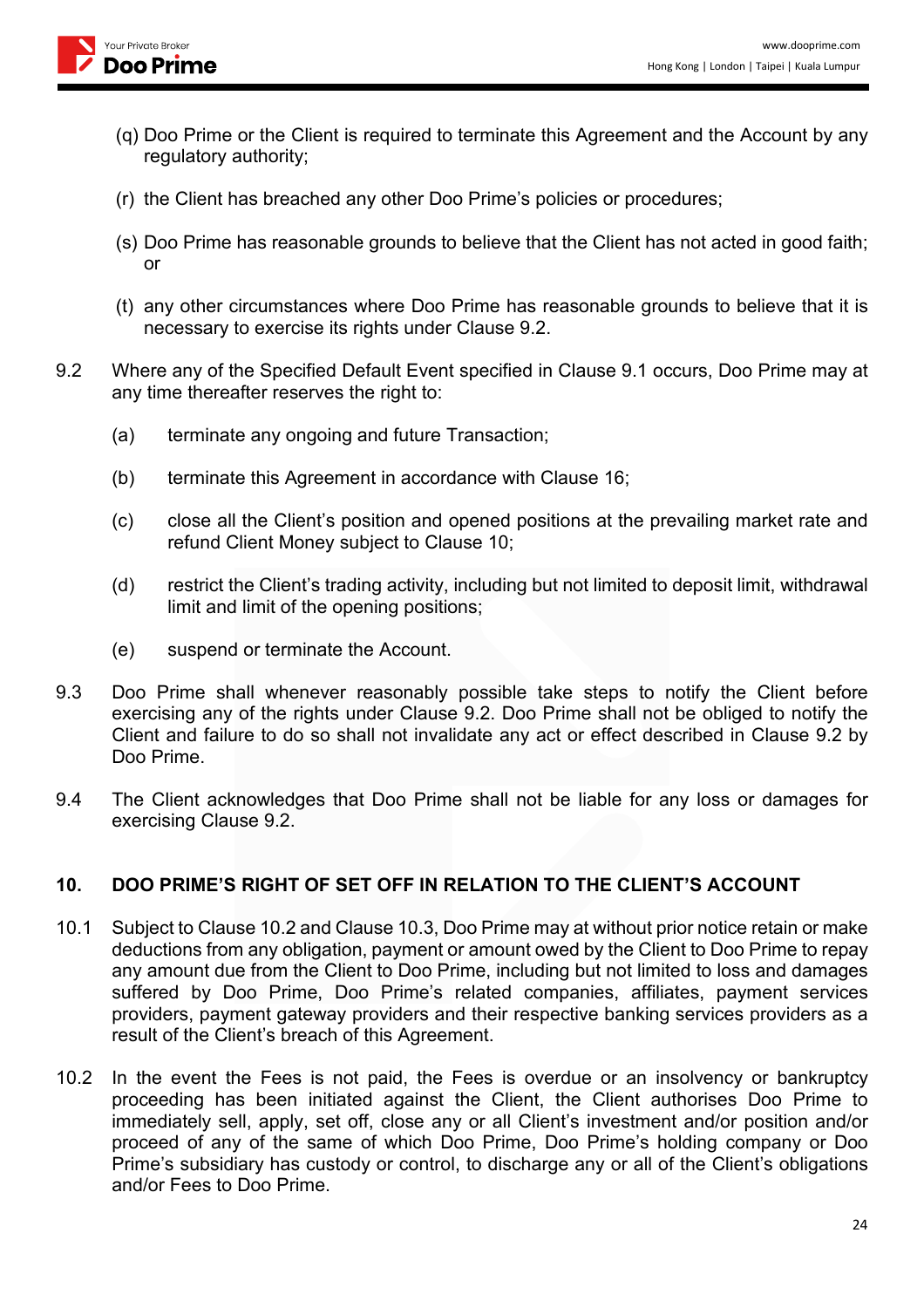(q) Doo Prime or the Client is required to terminate this Agreement and the Account by any regulatory authority;

(r) the Client has breached any other Doo Prime's policies or procedures;

(s) Doo Prime has reasonable grounds to believe that the Client has not acted in good faith; or

(t) any other circumstances where Doo Prime has reasonable grounds to believe that it is necessary to exercise its rights under Clause 9.2.

9.2 Where any of the Specified Default Event specified in Clause 9.1 occurs, Doo Prime may at any time thereafter reserves the right to:

(a) terminate any ongoing and future Transaction;

(b) terminate this Agreement in accordance with Clause 16;

(c) close all the Client's position and opened positions at the prevailing market rate and refund Client Money subject to Clause 10;

(d) restrict the Client's trading activity, including but not limited to deposit limit, withdrawal limit and limit of the opening positions;

(e) suspend or terminate the Account.

9.3 Doo Prime shall whenever reasonably possible take steps to notify the Client before exercising any of the rights under Clause 9.2. Doo Prime shall not be obliged to notify the Client and failure to do so shall not invalidate any act or effect described in Clause 9.2 by Doo Prime.

9.4 The Client acknowledges that Doo Prime shall not be liable for any loss or damages for exercising Clause 9.2.

## 10. DOO PRIME'S RIGHT OF SET OFF IN RELATION TO THE CLIENT'S ACCOUNT

10.1 Subject to Clause 10.2 and Clause 10.3, Doo Prime may at without prior notice retain or make deductions from any obligation, payment or amount owed by the Client to Doo Prime to repay any amount due from the Client to Doo Prime, including but not limited to loss and damages suffered by Doo Prime, Doo Prime's related companies, affiliates, payment services providers, payment gateway providers and their respective banking services providers as a result of the Client's breach of this Agreement.

10.2 In the event the Fees is not paid, the Fees is overdue or an insolvency or bankruptcy proceeding has been initiated against the Client, the Client authorises Doo Prime to immediately sell, apply, set off, close any or all Client's investment and/or position and/or proceed of any of the same of which Doo Prime, Doo Prime's holding company or Doo Prime's subsidiary has custody or control, to discharge any or all of the Client's obligations and/or Fees to Doo Prime.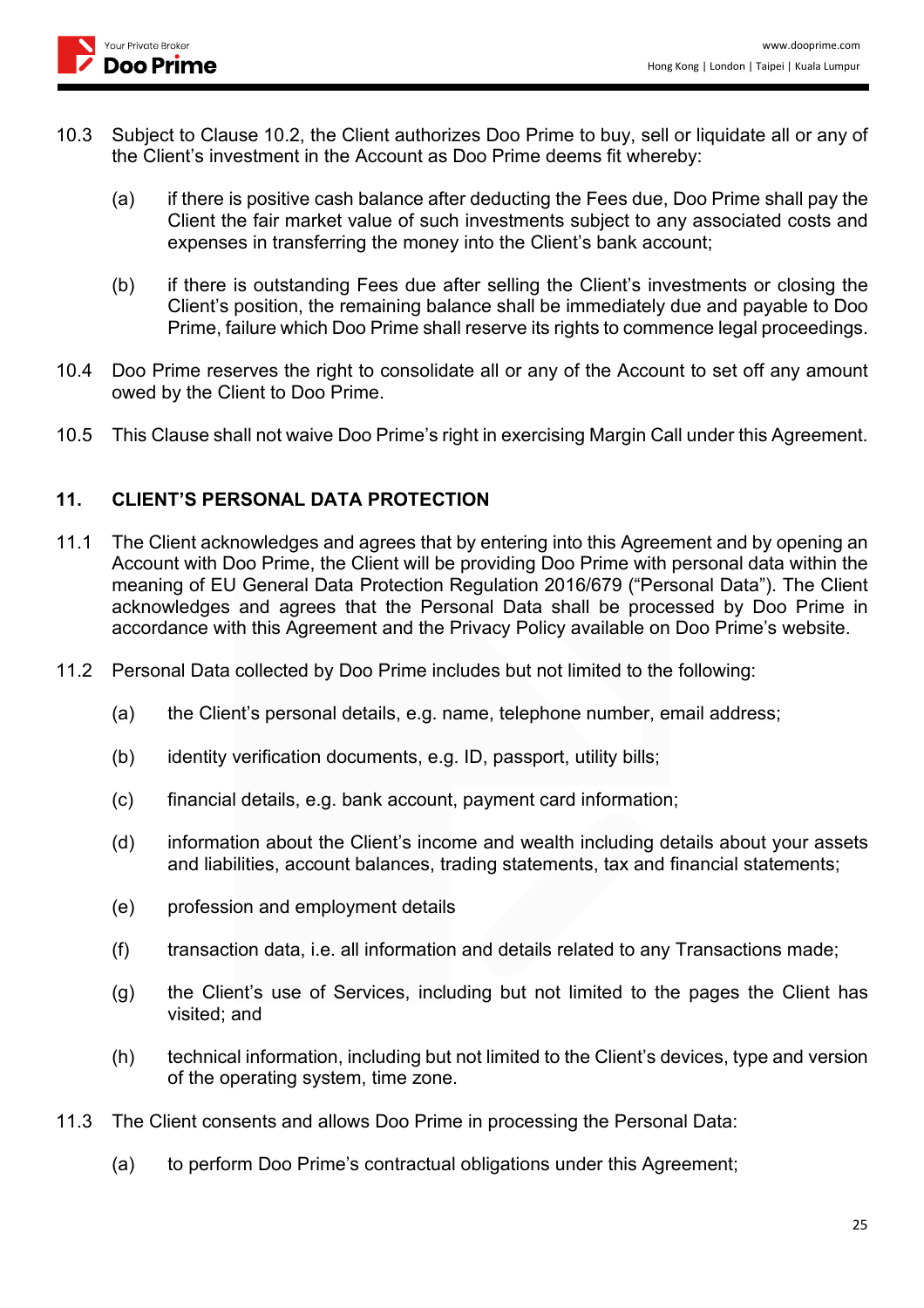10.3 Subject to Clause 10.2, the Client authorizes Doo Prime to buy, sell or liquidate all or any of the Client's investment in the Account as Doo Prime deems fit whereby:

(a) if there is positive cash balance after deducting the Fees due, Doo Prime shall pay the Client the fair market value of such investments subject to any associated costs and expenses in transferring the money into the Client's bank account;

(b) if there is outstanding Fees due after selling the Client's investments or closing the Client's position, the remaining balance shall be immediately due and payable to Doo Prime, failure which Doo Prime shall reserve its rights to commence legal proceedings.

10.4 Doo Prime reserves the right to consolidate all or any of the Account to set off any amount owed by the Client to Doo Prime.

10.5 This Clause shall not waive Doo Prime's right in exercising Margin Call under this Agreement.

## 11. CLIENT'S PERSONAL DATA PROTECTION

11.1 The Client acknowledges and agrees that by entering into this Agreement and by opening an Account with Doo Prime, the Client will be providing Doo Prime with personal data within the meaning of EU General Data Protection Regulation 2016/679 ("Personal Data"). The Client acknowledges and agrees that the Personal Data shall be processed by Doo Prime in accordance with this Agreement and the Privacy Policy available on Doo Prime's website.

11.2 Personal Data collected by Doo Prime includes but not limited to the following:

(a) the Client's personal details, e.g. name, telephone number, email address;

(b) identity verification documents, e.g. ID, passport, utility bills;

(c) financial details, e.g. bank account, payment card information;

(d) information about the Client's income and wealth including details about your assets and liabilities, account balances, trading statements, tax and financial statements;

(e) profession and employment details

(f) transaction data, i.e. all information and details related to any Transactions made;

(g) the Client's use of Services, including but not limited to the pages the Client has visited; and

(h) technical information, including but not limited to the Client's devices, type and version of the operating system, time zone.

11.3 The Client consents and allows Doo Prime in processing the Personal Data:

(a) to perform Doo Prime's contractual obligations under this Agreement;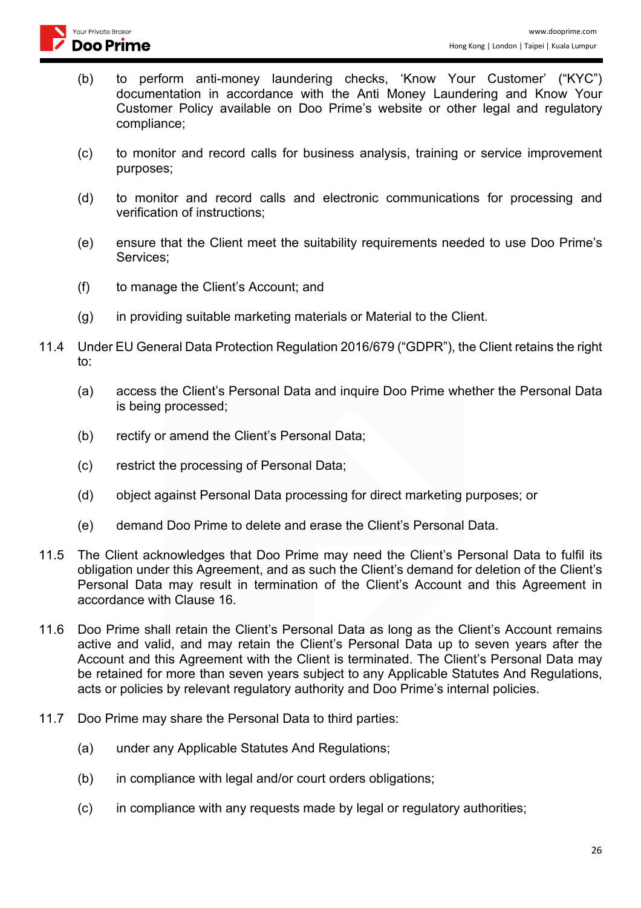(b) to perform anti-money laundering checks, 'Know Your Customer' ("KYC") documentation in accordance with the Anti Money Laundering and Know Your Customer Policy available on Doo Prime's website or other legal and regulatory compliance;

(c) to monitor and record calls for business analysis, training or service improvement purposes;

(d) to monitor and record calls and electronic communications for processing and verification of instructions;

(e) ensure that the Client meet the suitability requirements needed to use Doo Prime's Services;

(f) to manage the Client's Account; and

(g) in providing suitable marketing materials or Material to the Client.

11.4 Under EU General Data Protection Regulation 2016/679 ("GDPR"), the Client retains the right to:

(a) access the Client's Personal Data and inquire Doo Prime whether the Personal Data is being processed;

(b) rectify or amend the Client's Personal Data;

(c) restrict the processing of Personal Data;

(d) object against Personal Data processing for direct marketing purposes; or

(e) demand Doo Prime to delete and erase the Client's Personal Data.

11.5 The Client acknowledges that Doo Prime may need the Client's Personal Data to fulfil its obligation under this Agreement, and as such the Client's demand for deletion of the Client's Personal Data may result in termination of the Client's Account and this Agreement in accordance with Clause 16.

11.6 Doo Prime shall retain the Client's Personal Data as long as the Client's Account remains active and valid, and may retain the Client's Personal Data up to seven years after the Account and this Agreement with the Client is terminated. The Client's Personal Data may be retained for more than seven years subject to any Applicable Statutes And Regulations, acts or policies by relevant regulatory authority and Doo Prime's internal policies.

11.7 Doo Prime may share the Personal Data to third parties:

(a) under any Applicable Statutes And Regulations;

(b) in compliance with legal and/or court orders obligations;

(c) in compliance with any requests made by legal or regulatory authorities;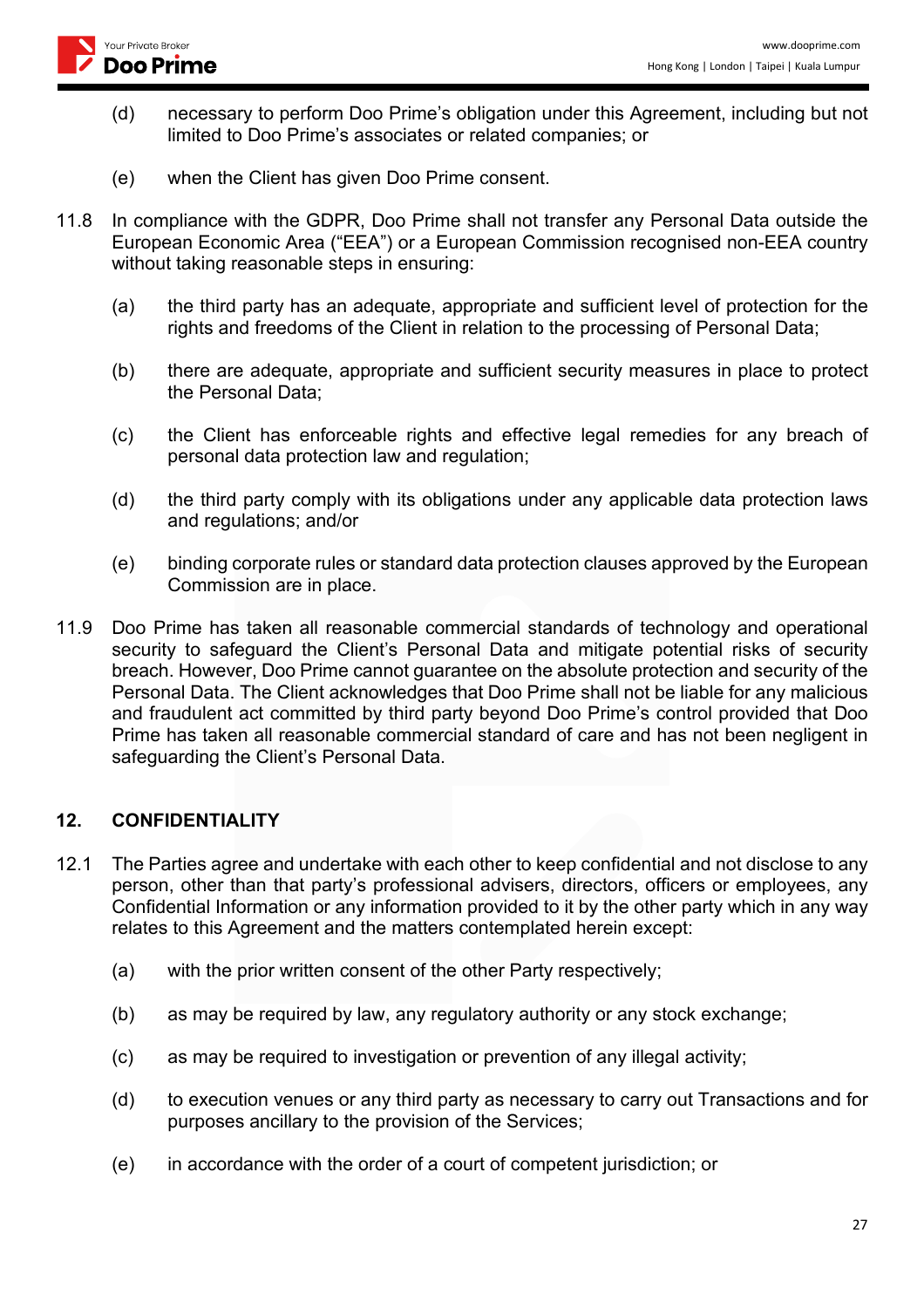(d) necessary to perform Doo Prime's obligation under this Agreement, including but not limited to Doo Prime's associates or related companies; or

(e) when the Client has given Doo Prime consent.

11.8 In compliance with the GDPR, Doo Prime shall not transfer any Personal Data outside the European Economic Area ("EEA") or a European Commission recognised non-EEA country without taking reasonable steps in ensuring:

(a) the third party has an adequate, appropriate and sufficient level of protection for the rights and freedoms of the Client in relation to the processing of Personal Data;

(b) there are adequate, appropriate and sufficient security measures in place to protect the Personal Data;

(c) the Client has enforceable rights and effective legal remedies for any breach of personal data protection law and regulation;

(d) the third party comply with its obligations under any applicable data protection laws and regulations; and/or

(e) binding corporate rules or standard data protection clauses approved by the European Commission are in place.

11.9 Doo Prime has taken all reasonable commercial standards of technology and operational security to safeguard the Client's Personal Data and mitigate potential risks of security breach. However, Doo Prime cannot guarantee on the absolute protection and security of the Personal Data. The Client acknowledges that Doo Prime shall not be liable for any malicious and fraudulent act committed by third party beyond Doo Prime's control provided that Doo Prime has taken all reasonable commercial standard of care and has not been negligent in safeguarding the Client's Personal Data.

## 12. CONFIDENTIALITY

12.1 The Parties agree and undertake with each other to keep confidential and not disclose to any person, other than that party's professional advisers, directors, officers or employees, any Confidential Information or any information provided to it by the other party which in any way relates to this Agreement and the matters contemplated herein except:

(a) with the prior written consent of the other Party respectively;

(b) as may be required by law, any regulatory authority or any stock exchange;

(c) as may be required to investigation or prevention of any illegal activity;

(d) to execution venues or any third party as necessary to carry out Transactions and for purposes ancillary to the provision of the Services;

(e) in accordance with the order of a court of competent jurisdiction; or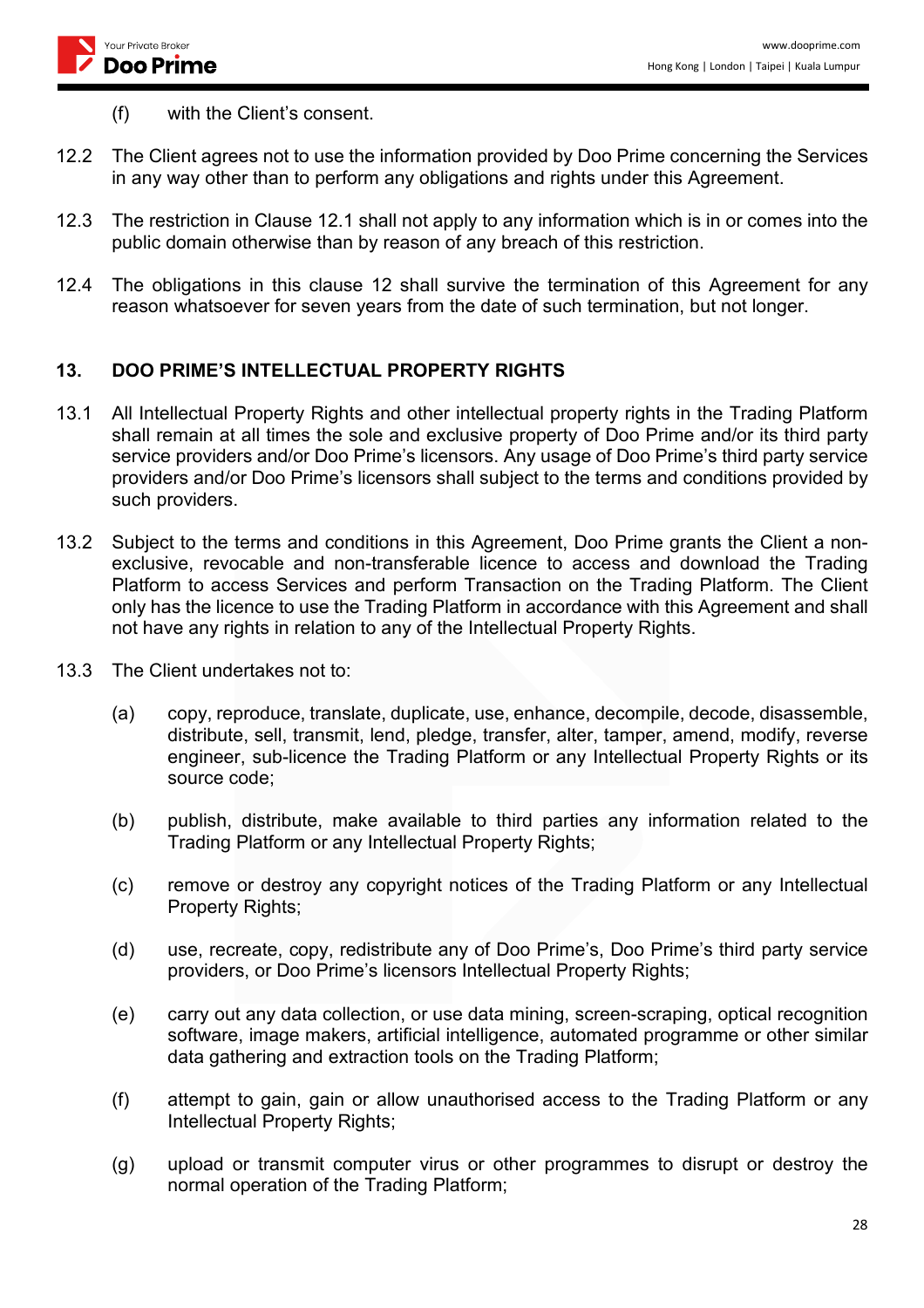(f) with the Client's consent.

12.2 The Client agrees not to use the information provided by Doo Prime concerning the Services in any way other than to perform any obligations and rights under this Agreement.

12.3 The restriction in Clause 12.1 shall not apply to any information which is in or comes into the public domain otherwise than by reason of any breach of this restriction.

12.4 The obligations in this clause 12 shall survive the termination of this Agreement for any reason whatsoever for seven years from the date of such termination, but not longer.

## 13. DOO PRIME'S INTELLECTUAL PROPERTY RIGHTS

13.1 All Intellectual Property Rights and other intellectual property rights in the Trading Platform shall remain at all times the sole and exclusive property of Doo Prime and/or its third party service providers and/or Doo Prime's licensors. Any usage of Doo Prime's third party service providers and/or Doo Prime's licensors shall subject to the terms and conditions provided by such providers.

13.2 Subject to the terms and conditions in this Agreement, Doo Prime grants the Client a non-exclusive, revocable and non-transferable licence to access and download the Trading Platform to access Services and perform Transaction on the Trading Platform. The Client only has the licence to use the Trading Platform in accordance with this Agreement and shall not have any rights in relation to any of the Intellectual Property Rights.

13.3 The Client undertakes not to:

(a) copy, reproduce, translate, duplicate, use, enhance, decompile, decode, disassemble, distribute, sell, transmit, lend, pledge, transfer, alter, tamper, amend, modify, reverse engineer, sub-licence the Trading Platform or any Intellectual Property Rights or its source code;

(b) publish, distribute, make available to third parties any information related to the Trading Platform or any Intellectual Property Rights;

(c) remove or destroy any copyright notices of the Trading Platform or any Intellectual Property Rights;

(d) use, recreate, copy, redistribute any of Doo Prime's, Doo Prime's third party service providers, or Doo Prime's licensors Intellectual Property Rights;

(e) carry out any data collection, or use data mining, screen-scraping, optical recognition software, image makers, artificial intelligence, automated programme or other similar data gathering and extraction tools on the Trading Platform;

(f) attempt to gain, gain or allow unauthorised access to the Trading Platform or any Intellectual Property Rights;

(g) upload or transmit computer virus or other programmes to disrupt or destroy the normal operation of the Trading Platform;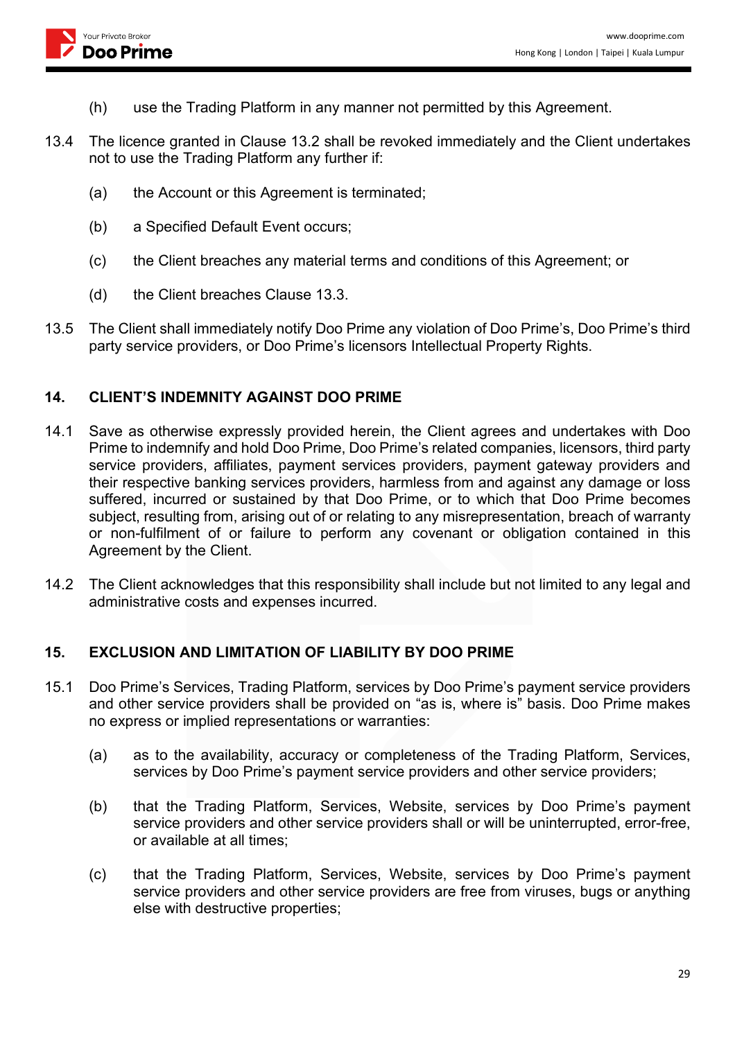(h) use the Trading Platform in any manner not permitted by this Agreement.

13.4 The licence granted in Clause 13.2 shall be revoked immediately and the Client undertakes not to use the Trading Platform any further if:

(a) the Account or this Agreement is terminated;

(b) a Specified Default Event occurs;

(c) the Client breaches any material terms and conditions of this Agreement; or

(d) the Client breaches Clause 13.3.

13.5 The Client shall immediately notify Doo Prime any violation of Doo Prime's, Doo Prime's third party service providers, or Doo Prime's licensors Intellectual Property Rights.

## 14. CLIENT'S INDEMNITY AGAINST DOO PRIME

14.1 Save as otherwise expressly provided herein, the Client agrees and undertakes with Doo Prime to indemnify and hold Doo Prime, Doo Prime's related companies, licensors, third party service providers, affiliates, payment services providers, payment gateway providers and their respective banking services providers, harmless from and against any damage or loss suffered, incurred or sustained by that Doo Prime, or to which that Doo Prime becomes subject, resulting from, arising out of or relating to any misrepresentation, breach of warranty or non-fulfilment of or failure to perform any covenant or obligation contained in this Agreement by the Client.

14.2 The Client acknowledges that this responsibility shall include but not limited to any legal and administrative costs and expenses incurred.

## 15. EXCLUSION AND LIMITATION OF LIABILITY BY DOO PRIME

15.1 Doo Prime's Services, Trading Platform, services by Doo Prime's payment service providers and other service providers shall be provided on "as is, where is" basis. Doo Prime makes no express or implied representations or warranties:

(a) as to the availability, accuracy or completeness of the Trading Platform, Services, services by Doo Prime's payment service providers and other service providers;

(b) that the Trading Platform, Services, Website, services by Doo Prime's payment service providers and other service providers shall or will be uninterrupted, error-free, or available at all times;

(c) that the Trading Platform, Services, Website, services by Doo Prime's payment service providers and other service providers are free from viruses, bugs or anything else with destructive properties;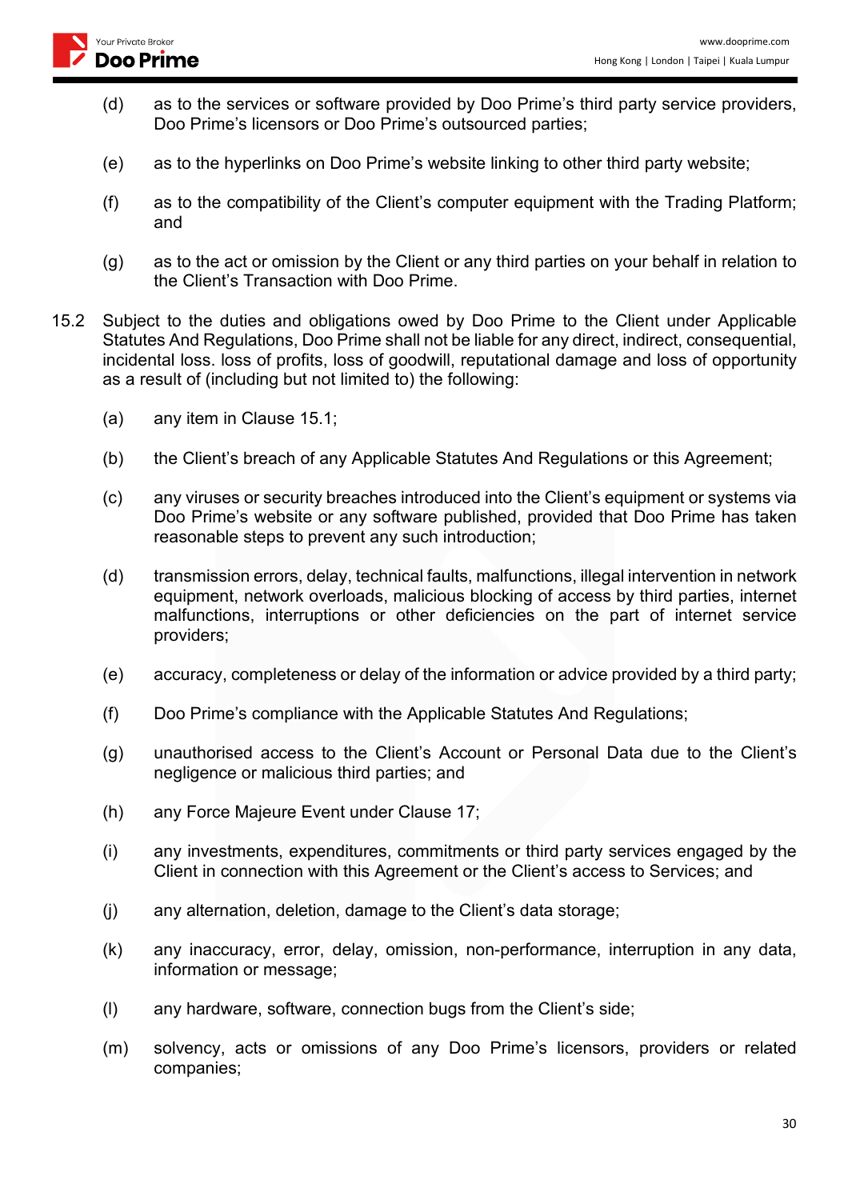(d) as to the services or software provided by Doo Prime's third party service providers, Doo Prime's licensors or Doo Prime's outsourced parties;

(e) as to the hyperlinks on Doo Prime's website linking to other third party website;

(f) as to the compatibility of the Client's computer equipment with the Trading Platform; and

(g) as to the act or omission by the Client or any third parties on your behalf in relation to the Client's Transaction with Doo Prime.

15.2 Subject to the duties and obligations owed by Doo Prime to the Client under Applicable Statutes And Regulations, Doo Prime shall not be liable for any direct, indirect, consequential, incidental loss. loss of profits, loss of goodwill, reputational damage and loss of opportunity as a result of (including but not limited to) the following:

(a) any item in Clause 15.1;

(b) the Client's breach of any Applicable Statutes And Regulations or this Agreement;

(c) any viruses or security breaches introduced into the Client's equipment or systems via Doo Prime's website or any software published, provided that Doo Prime has taken reasonable steps to prevent any such introduction;

(d) transmission errors, delay, technical faults, malfunctions, illegal intervention in network equipment, network overloads, malicious blocking of access by third parties, internet malfunctions, interruptions or other deficiencies on the part of internet service providers;

(e) accuracy, completeness or delay of the information or advice provided by a third party;

(f) Doo Prime's compliance with the Applicable Statutes And Regulations;

(g) unauthorised access to the Client's Account or Personal Data due to the Client's negligence or malicious third parties; and

(h) any Force Majeure Event under Clause 17;

(i) any investments, expenditures, commitments or third party services engaged by the Client in connection with this Agreement or the Client's access to Services; and

(j) any alternation, deletion, damage to the Client's data storage;

(k) any inaccuracy, error, delay, omission, non-performance, interruption in any data, information or message;

(l) any hardware, software, connection bugs from the Client's side;

(m) solvency, acts or omissions of any Doo Prime's licensors, providers or related companies;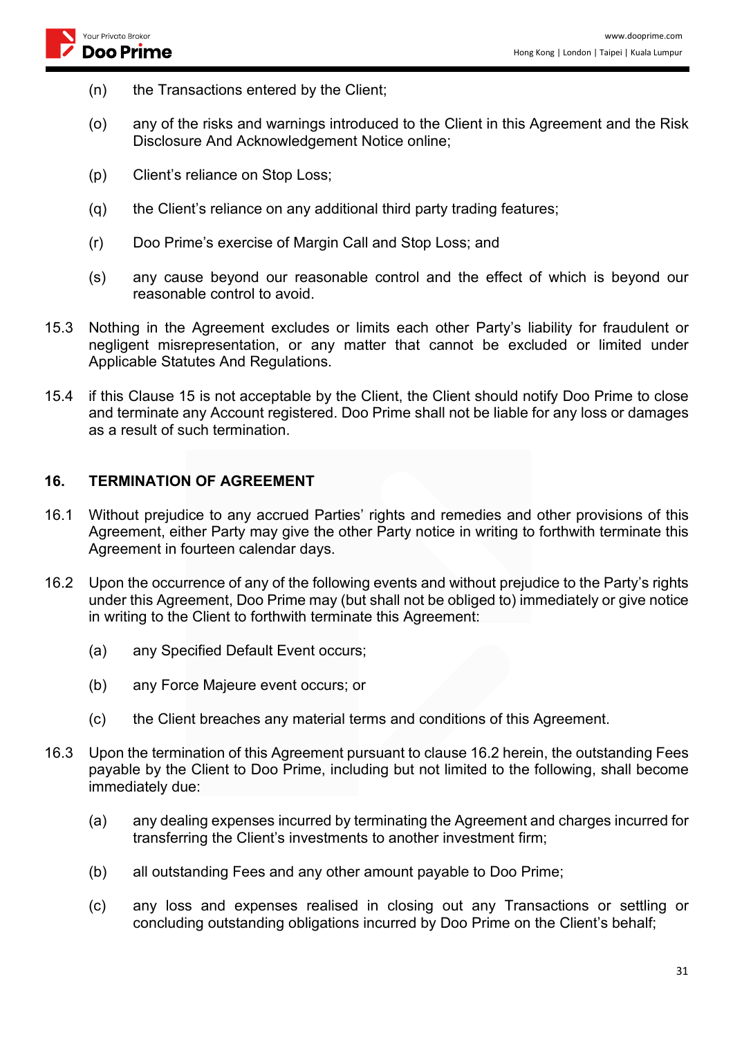(n) the Transactions entered by the Client;

(o) any of the risks and warnings introduced to the Client in this Agreement and the Risk Disclosure And Acknowledgement Notice online;

(p) Client's reliance on Stop Loss;

(q) the Client's reliance on any additional third party trading features;

(r) Doo Prime's exercise of Margin Call and Stop Loss; and

(s) any cause beyond our reasonable control and the effect of which is beyond our reasonable control to avoid.

15.3 Nothing in the Agreement excludes or limits each other Party's liability for fraudulent or negligent misrepresentation, or any matter that cannot be excluded or limited under Applicable Statutes And Regulations.

15.4 if this Clause 15 is not acceptable by the Client, the Client should notify Doo Prime to close and terminate any Account registered. Doo Prime shall not be liable for any loss or damages as a result of such termination.

## 16. TERMINATION OF AGREEMENT

16.1 Without prejudice to any accrued Parties' rights and remedies and other provisions of this Agreement, either Party may give the other Party notice in writing to forthwith terminate this Agreement in fourteen calendar days.

16.2 Upon the occurrence of any of the following events and without prejudice to the Party's rights under this Agreement, Doo Prime may (but shall not be obliged to) immediately or give notice in writing to the Client to forthwith terminate this Agreement:

(a) any Specified Default Event occurs;

(b) any Force Majeure event occurs; or

(c) the Client breaches any material terms and conditions of this Agreement.

16.3 Upon the termination of this Agreement pursuant to clause 16.2 herein, the outstanding Fees payable by the Client to Doo Prime, including but not limited to the following, shall become immediately due:

(a) any dealing expenses incurred by terminating the Agreement and charges incurred for transferring the Client's investments to another investment firm;

(b) all outstanding Fees and any other amount payable to Doo Prime;

(c) any loss and expenses realised in closing out any Transactions or settling or concluding outstanding obligations incurred by Doo Prime on the Client's behalf;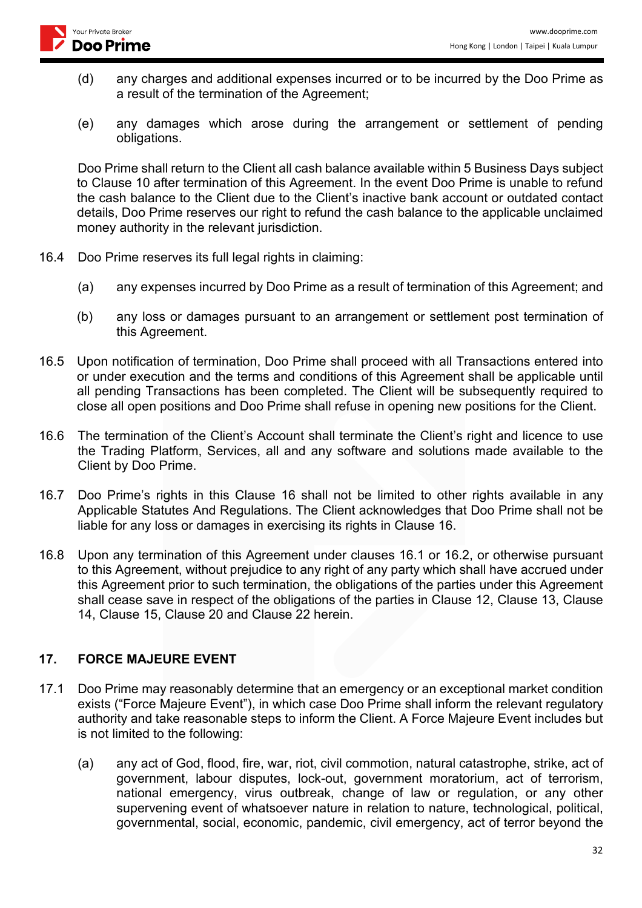(d) any charges and additional expenses incurred or to be incurred by the Doo Prime as a result of the termination of the Agreement;

(e) any damages which arose during the arrangement or settlement of pending obligations.

Doo Prime shall return to the Client all cash balance available within 5 Business Days subject to Clause 10 after termination of this Agreement. In the event Doo Prime is unable to refund the cash balance to the Client due to the Client's inactive bank account or outdated contact details, Doo Prime reserves our right to refund the cash balance to the applicable unclaimed money authority in the relevant jurisdiction.

16.4 Doo Prime reserves its full legal rights in claiming:

(a) any expenses incurred by Doo Prime as a result of termination of this Agreement; and

(b) any loss or damages pursuant to an arrangement or settlement post termination of this Agreement.

16.5 Upon notification of termination, Doo Prime shall proceed with all Transactions entered into or under execution and the terms and conditions of this Agreement shall be applicable until all pending Transactions has been completed. The Client will be subsequently required to close all open positions and Doo Prime shall refuse in opening new positions for the Client.

16.6 The termination of the Client's Account shall terminate the Client's right and licence to use the Trading Platform, Services, all and any software and solutions made available to the Client by Doo Prime.

16.7 Doo Prime's rights in this Clause 16 shall not be limited to other rights available in any Applicable Statutes And Regulations. The Client acknowledges that Doo Prime shall not be liable for any loss or damages in exercising its rights in Clause 16.

16.8 Upon any termination of this Agreement under clauses 16.1 or 16.2, or otherwise pursuant to this Agreement, without prejudice to any right of any party which shall have accrued under this Agreement prior to such termination, the obligations of the parties under this Agreement shall cease save in respect of the obligations of the parties in Clause 12, Clause 13, Clause 14, Clause 15, Clause 20 and Clause 22 herein.

## 17. FORCE MAJEURE EVENT

17.1 Doo Prime may reasonably determine that an emergency or an exceptional market condition exists ("Force Majeure Event"), in which case Doo Prime shall inform the relevant regulatory authority and take reasonable steps to inform the Client. A Force Majeure Event includes but is not limited to the following:

(a) any act of God, flood, fire, war, riot, civil commotion, natural catastrophe, strike, act of government, labour disputes, lock-out, government moratorium, act of terrorism, national emergency, virus outbreak, change of law or regulation, or any other supervening event of whatsoever nature in relation to nature, technological, political, governmental, social, economic, pandemic, civil emergency, act of terror beyond the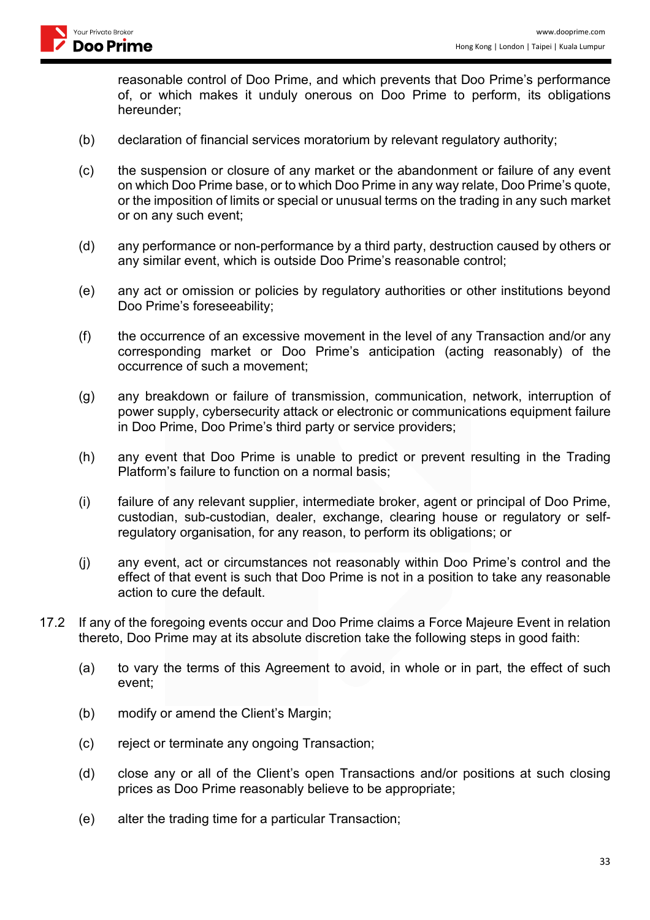reasonable control of Doo Prime, and which prevents that Doo Prime's performance of, or which makes it unduly onerous on Doo Prime to perform, its obligations hereunder;

(b) declaration of financial services moratorium by relevant regulatory authority;

(c) the suspension or closure of any market or the abandonment or failure of any event on which Doo Prime base, or to which Doo Prime in any way relate, Doo Prime's quote, or the imposition of limits or special or unusual terms on the trading in any such market or on any such event;

(d) any performance or non-performance by a third party, destruction caused by others or any similar event, which is outside Doo Prime's reasonable control;

(e) any act or omission or policies by regulatory authorities or other institutions beyond Doo Prime's foreseeability;

(f) the occurrence of an excessive movement in the level of any Transaction and/or any corresponding market or Doo Prime's anticipation (acting reasonably) of the occurrence of such a movement;

(g) any breakdown or failure of transmission, communication, network, interruption of power supply, cybersecurity attack or electronic or communications equipment failure in Doo Prime, Doo Prime's third party or service providers;

(h) any event that Doo Prime is unable to predict or prevent resulting in the Trading Platform's failure to function on a normal basis;

(i) failure of any relevant supplier, intermediate broker, agent or principal of Doo Prime, custodian, sub-custodian, dealer, exchange, clearing house or regulatory or self-regulatory organisation, for any reason, to perform its obligations; or

(j) any event, act or circumstances not reasonably within Doo Prime's control and the effect of that event is such that Doo Prime is not in a position to take any reasonable action to cure the default.

17.2 If any of the foregoing events occur and Doo Prime claims a Force Majeure Event in relation thereto, Doo Prime may at its absolute discretion take the following steps in good faith:

(a) to vary the terms of this Agreement to avoid, in whole or in part, the effect of such event;

(b) modify or amend the Client's Margin;

(c) reject or terminate any ongoing Transaction;

(d) close any or all of the Client's open Transactions and/or positions at such closing prices as Doo Prime reasonably believe to be appropriate;

(e) alter the trading time for a particular Transaction;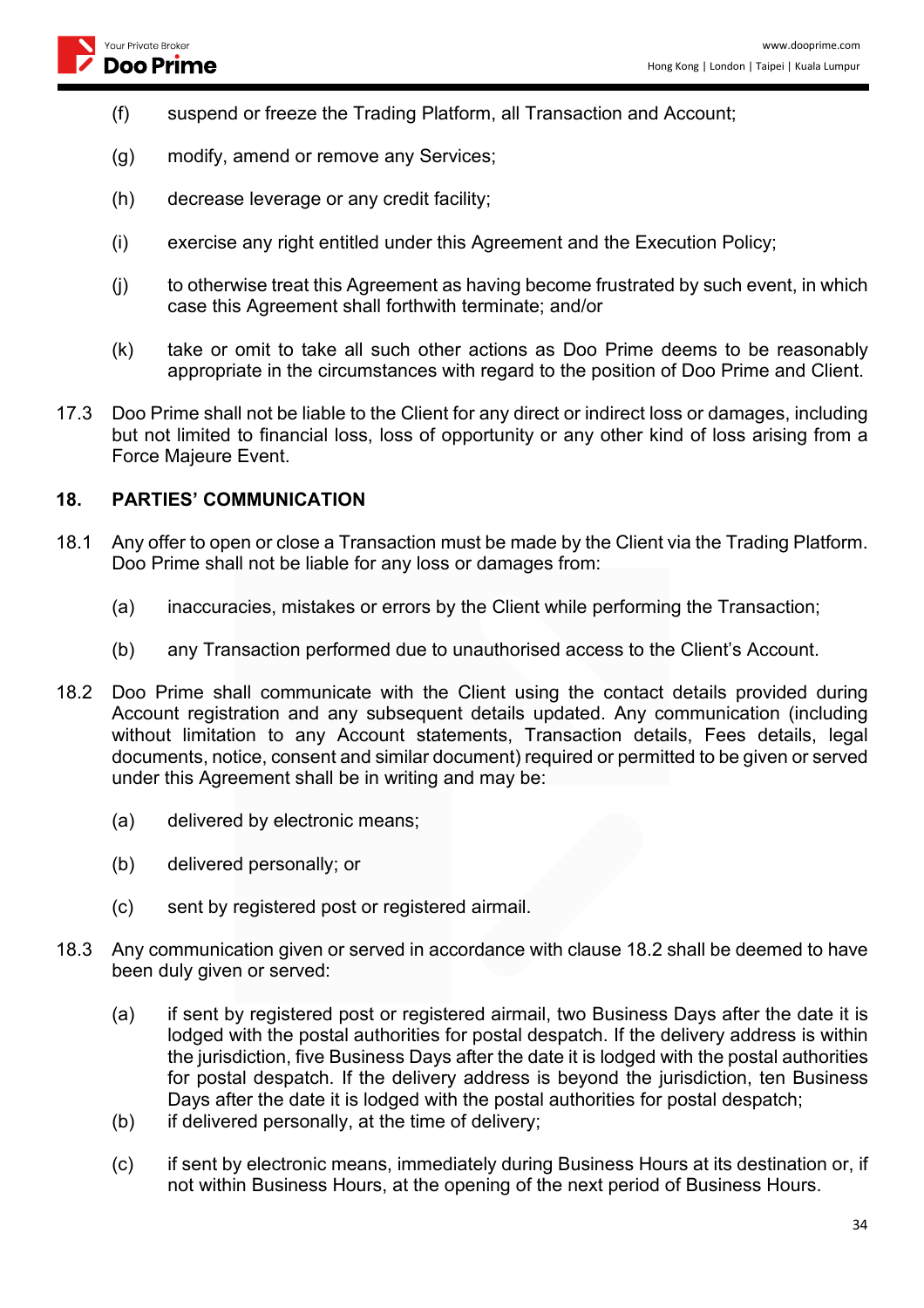(f) suspend or freeze the Trading Platform, all Transaction and Account;

(g) modify, amend or remove any Services;

(h) decrease leverage or any credit facility;

(i) exercise any right entitled under this Agreement and the Execution Policy;

(j) to otherwise treat this Agreement as having become frustrated by such event, in which case this Agreement shall forthwith terminate; and/or

(k) take or omit to take all such other actions as Doo Prime deems to be reasonably appropriate in the circumstances with regard to the position of Doo Prime and Client.

17.3 Doo Prime shall not be liable to the Client for any direct or indirect loss or damages, including but not limited to financial loss, loss of opportunity or any other kind of loss arising from a Force Majeure Event.

## 18. PARTIES' COMMUNICATION

18.1 Any offer to open or close a Transaction must be made by the Client via the Trading Platform. Doo Prime shall not be liable for any loss or damages from:

(a) inaccuracies, mistakes or errors by the Client while performing the Transaction;

(b) any Transaction performed due to unauthorised access to the Client's Account.

18.2 Doo Prime shall communicate with the Client using the contact details provided during Account registration and any subsequent details updated. Any communication (including without limitation to any Account statements, Transaction details, Fees details, legal documents, notice, consent and similar document) required or permitted to be given or served under this Agreement shall be in writing and may be:

(a) delivered by electronic means;

(b) delivered personally; or

(c) sent by registered post or registered airmail.

18.3 Any communication given or served in accordance with clause 18.2 shall be deemed to have been duly given or served:

(a) if sent by registered post or registered airmail, two Business Days after the date it is lodged with the postal authorities for postal despatch. If the delivery address is within the jurisdiction, five Business Days after the date it is lodged with the postal authorities for postal despatch. If the delivery address is beyond the jurisdiction, ten Business Days after the date it is lodged with the postal authorities for postal despatch;

(b) if delivered personally, at the time of delivery;

(c) if sent by electronic means, immediately during Business Hours at its destination or, if not within Business Hours, at the opening of the next period of Business Hours.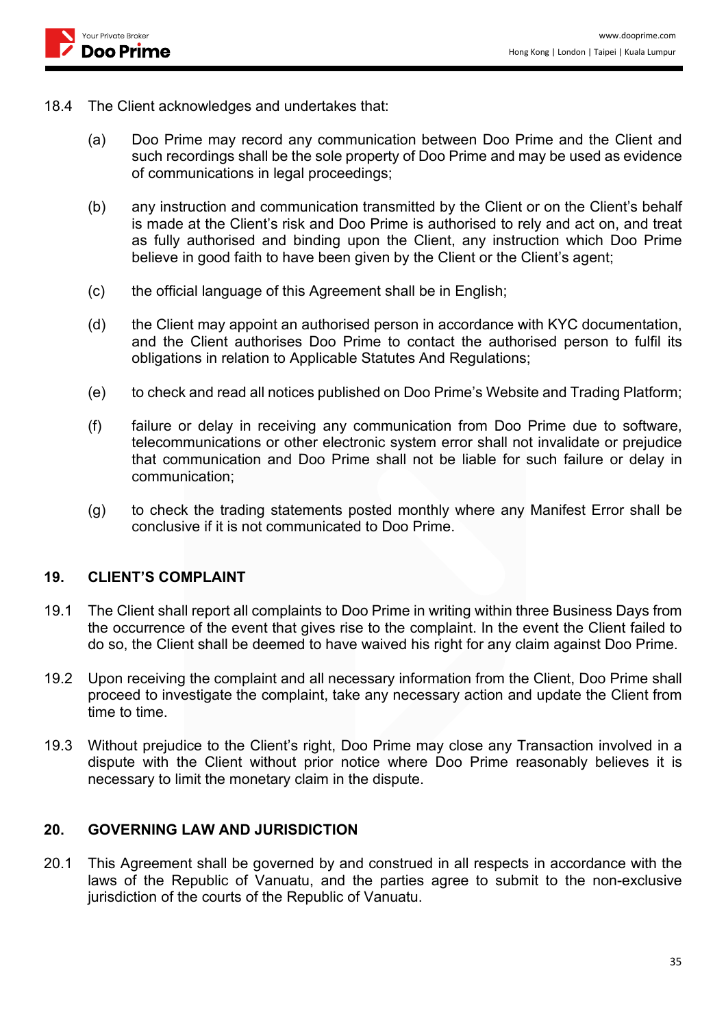18.4 The Client acknowledges and undertakes that:

(a) Doo Prime may record any communication between Doo Prime and the Client and such recordings shall be the sole property of Doo Prime and may be used as evidence of communications in legal proceedings;

(b) any instruction and communication transmitted by the Client or on the Client's behalf is made at the Client's risk and Doo Prime is authorised to rely and act on, and treat as fully authorised and binding upon the Client, any instruction which Doo Prime believe in good faith to have been given by the Client or the Client's agent;

(c) the official language of this Agreement shall be in English;

(d) the Client may appoint an authorised person in accordance with KYC documentation, and the Client authorises Doo Prime to contact the authorised person to fulfil its obligations in relation to Applicable Statutes And Regulations;

(e) to check and read all notices published on Doo Prime's Website and Trading Platform;

(f) failure or delay in receiving any communication from Doo Prime due to software, telecommunications or other electronic system error shall not invalidate or prejudice that communication and Doo Prime shall not be liable for such failure or delay in communication;

(g) to check the trading statements posted monthly where any Manifest Error shall be conclusive if it is not communicated to Doo Prime.

## 19. CLIENT'S COMPLAINT

19.1 The Client shall report all complaints to Doo Prime in writing within three Business Days from the occurrence of the event that gives rise to the complaint. In the event the Client failed to do so, the Client shall be deemed to have waived his right for any claim against Doo Prime.

19.2 Upon receiving the complaint and all necessary information from the Client, Doo Prime shall proceed to investigate the complaint, take any necessary action and update the Client from time to time.

19.3 Without prejudice to the Client's right, Doo Prime may close any Transaction involved in a dispute with the Client without prior notice where Doo Prime reasonably believes it is necessary to limit the monetary claim in the dispute.

## 20. GOVERNING LAW AND JURISDICTION

20.1 This Agreement shall be governed by and construed in all respects in accordance with the laws of the Republic of Vanuatu, and the parties agree to submit to the non-exclusive jurisdiction of the courts of the Republic of Vanuatu.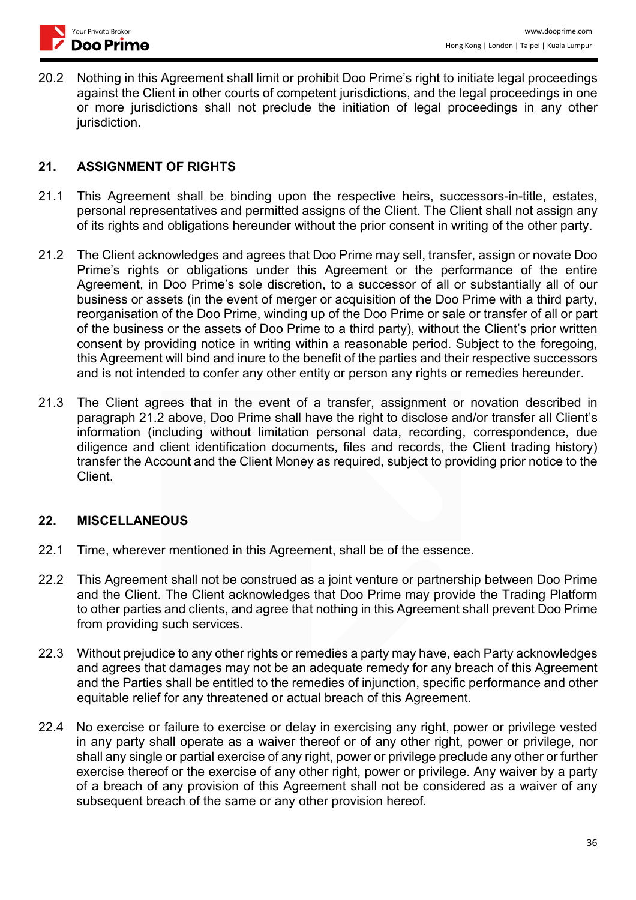20.2 Nothing in this Agreement shall limit or prohibit Doo Prime's right to initiate legal proceedings against the Client in other courts of competent jurisdictions, and the legal proceedings in one or more jurisdictions shall not preclude the initiation of legal proceedings in any other jurisdiction.

## 21. ASSIGNMENT OF RIGHTS

21.1 This Agreement shall be binding upon the respective heirs, successors-in-title, estates, personal representatives and permitted assigns of the Client. The Client shall not assign any of its rights and obligations hereunder without the prior consent in writing of the other party.

21.2 The Client acknowledges and agrees that Doo Prime may sell, transfer, assign or novate Doo Prime's rights or obligations under this Agreement or the performance of the entire Agreement, in Doo Prime's sole discretion, to a successor of all or substantially all of our business or assets (in the event of merger or acquisition of the Doo Prime with a third party, reorganisation of the Doo Prime, winding up of the Doo Prime or sale or transfer of all or part of the business or the assets of Doo Prime to a third party), without the Client's prior written consent by providing notice in writing within a reasonable period. Subject to the foregoing, this Agreement will bind and inure to the benefit of the parties and their respective successors and is not intended to confer any other entity or person any rights or remedies hereunder.

21.3 The Client agrees that in the event of a transfer, assignment or novation described in paragraph 21.2 above, Doo Prime shall have the right to disclose and/or transfer all Client's information (including without limitation personal data, recording, correspondence, due diligence and client identification documents, files and records, the Client trading history) transfer the Account and the Client Money as required, subject to providing prior notice to the Client.

## 22. MISCELLANEOUS

22.1 Time, wherever mentioned in this Agreement, shall be of the essence.

22.2 This Agreement shall not be construed as a joint venture or partnership between Doo Prime and the Client. The Client acknowledges that Doo Prime may provide the Trading Platform to other parties and clients, and agree that nothing in this Agreement shall prevent Doo Prime from providing such services.

22.3 Without prejudice to any other rights or remedies a party may have, each Party acknowledges and agrees that damages may not be an adequate remedy for any breach of this Agreement and the Parties shall be entitled to the remedies of injunction, specific performance and other equitable relief for any threatened or actual breach of this Agreement.

22.4 No exercise or failure to exercise or delay in exercising any right, power or privilege vested in any party shall operate as a waiver thereof or of any other right, power or privilege, nor shall any single or partial exercise of any right, power or privilege preclude any other or further exercise thereof or the exercise of any other right, power or privilege. Any waiver by a party of a breach of any provision of this Agreement shall not be considered as a waiver of any subsequent breach of the same or any other provision hereof.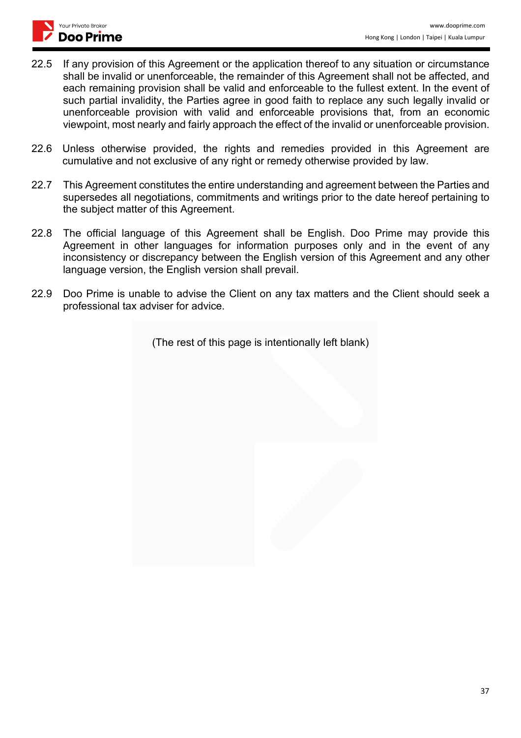22.5 If any provision of this Agreement or the application thereof to any situation or circumstance shall be invalid or unenforceable, the remainder of this Agreement shall not be affected, and each remaining provision shall be valid and enforceable to the fullest extent. In the event of such partial invalidity, the Parties agree in good faith to replace any such legally invalid or unenforceable provision with valid and enforceable provisions that, from an economic viewpoint, most nearly and fairly approach the effect of the invalid or unenforceable provision.

22.6 Unless otherwise provided, the rights and remedies provided in this Agreement are cumulative and not exclusive of any right or remedy otherwise provided by law.

22.7 This Agreement constitutes the entire understanding and agreement between the Parties and supersedes all negotiations, commitments and writings prior to the date hereof pertaining to the subject matter of this Agreement.

22.8 The official language of this Agreement shall be English. Doo Prime may provide this Agreement in other languages for information purposes only and in the event of any inconsistency or discrepancy between the English version of this Agreement and any other language version, the English version shall prevail.

22.9 Doo Prime is unable to advise the Client on any tax matters and the Client should seek a professional tax adviser for advice.

(The rest of this page is intentionally left blank)